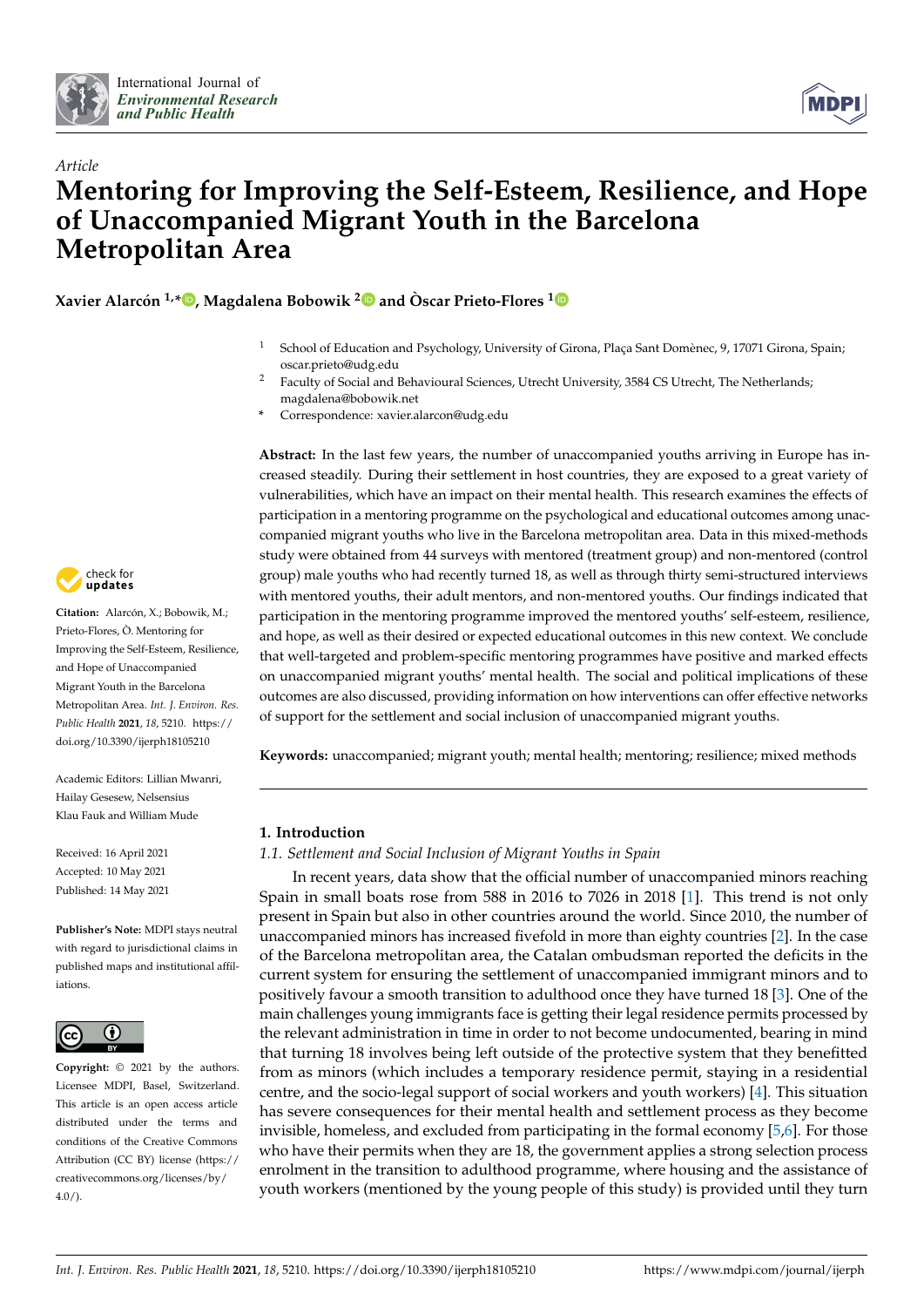*Article*

# Mentoring for Improving the Self-Esteem, Resilience, and Hope of Unaccompanied Migrant Youth in the Barcelona Metropolitan Area

**Xavier Alarcón [1,*], Magdalena Bobowik [2] and Òscar Prieto-Flores [1]**

[1] School of Education and Psychology, University of Girona, Plaça Sant Domènec, 9, 17071 Girona, Spain; oscar.prieto@udg.edu

[2] Faculty of Social and Behavioural Sciences, Utrecht University, 3584 CS Utrecht, The Netherlands; magdalena@bobowik.net

* Correspondence: xavier.alarcon@udg.edu

**Abstract:** In the last few years, the number of unaccompanied youths arriving in Europe has increased steadily. During their settlement in host countries, they are exposed to a great variety of vulnerabilities, which have an impact on their mental health. This research examines the effects of participation in a mentoring programme on the psychological and educational outcomes among unaccompanied migrant youths who live in the Barcelona metropolitan area. Data in this mixed-methods study were obtained from 44 surveys with mentored (treatment group) and non-mentored (control group) male youths who had recently turned 18, as well as through thirty semi-structured interviews with mentored youths, their adult mentors, and non-mentored youths. Our findings indicated that participation in the mentoring programme improved the mentored youths' self-esteem, resilience, and hope, as well as their desired or expected educational outcomes in this new context. We conclude that well-targeted and problem-specific mentoring programmes have positive and marked effects on unaccompanied migrant youths' mental health. The social and political implications of these outcomes are also discussed, providing information on how interventions can offer effective networks of support for the settlement and social inclusion of unaccompanied migrant youths.

**Keywords:** unaccompanied; migrant youth; mental health; mentoring; resilience; mixed methods

**Citation:** Alarcón, X.; Bobowik, M.; Prieto-Flores, Ò. Mentoring for Improving the Self-Esteem, Resilience, and Hope of Unaccompanied Migrant Youth in the Barcelona Metropolitan Area. *Int. J. Environ. Res. Public Health* **2021**, *18*, 5210. https://doi.org/10.3390/ijerph18105210

Academic Editors: Lillian Mwanri, Hailay Gesesew, Nelsensius Klau Fauk and William Mude

Received: 16 April 2021
Accepted: 10 May 2021
Published: 14 May 2021

**Publisher's Note:** MDPI stays neutral with regard to jurisdictional claims in published maps and institutional affiliations.

**Copyright:** © 2021 by the authors. Licensee MDPI, Basel, Switzerland. This article is an open access article distributed under the terms and conditions of the Creative Commons Attribution (CC BY) license (https://creativecommons.org/licenses/by/4.0/).

## 1. Introduction

### 1.1. Settlement and Social Inclusion of Migrant Youths in Spain

In recent years, data show that the official number of unaccompanied minors reaching Spain in small boats rose from 588 in 2016 to 7026 in 2018 [1]. This trend is not only present in Spain but also in other countries around the world. Since 2010, the number of unaccompanied minors has increased fivefold in more than eighty countries [2]. In the case of the Barcelona metropolitan area, the Catalan ombudsman reported the deficits in the current system for ensuring the settlement of unaccompanied immigrant minors and to positively favour a smooth transition to adulthood once they have turned 18 [3]. One of the main challenges young immigrants face is getting their legal residence permits processed by the relevant administration in time in order to not become undocumented, bearing in mind that turning 18 involves being left outside of the protective system that they benefitted from as minors (which includes a temporary residence permit, staying in a residential centre, and the socio-legal support of social workers and youth workers) [4]. This situation has severe consequences for their mental health and settlement process as they become invisible, homeless, and excluded from participating in the formal economy [5,6]. For those who have their permits when they are 18, the government applies a strong selection process enrolment in the transition to adulthood programme, where housing and the assistance of youth workers (mentioned by the young people of this study) is provided until they turn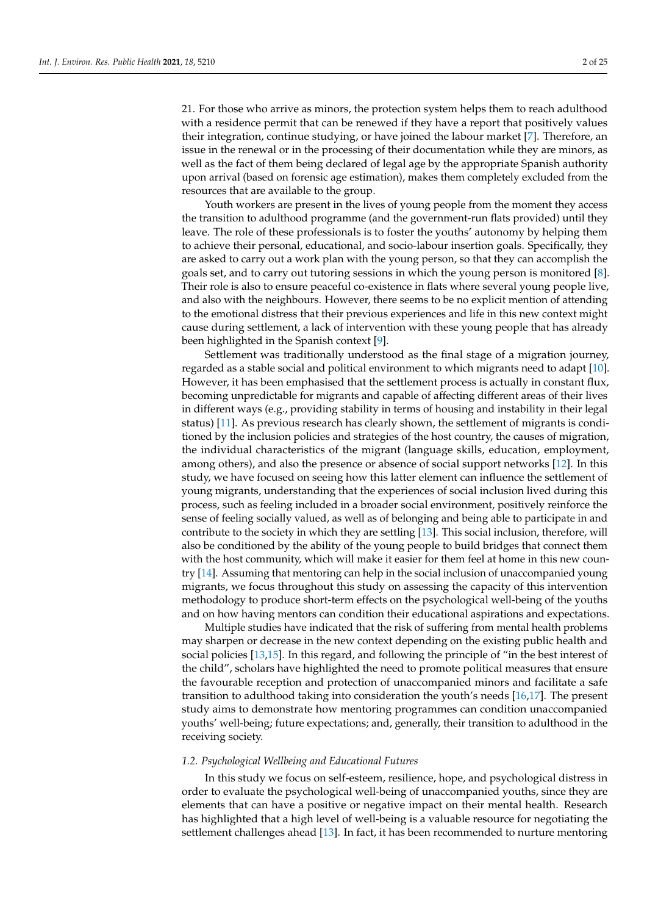21. For those who arrive as minors, the protection system helps them to reach adulthood with a residence permit that can be renewed if they have a report that positively values their integration, continue studying, or have joined the labour market [7]. Therefore, an issue in the renewal or in the processing of their documentation while they are minors, as well as the fact of them being declared of legal age by the appropriate Spanish authority upon arrival (based on forensic age estimation), makes them completely excluded from the resources that are available to the group.

Youth workers are present in the lives of young people from the moment they access the transition to adulthood programme (and the government-run flats provided) until they leave. The role of these professionals is to foster the youths' autonomy by helping them to achieve their personal, educational, and socio-labour insertion goals. Specifically, they are asked to carry out a work plan with the young person, so that they can accomplish the goals set, and to carry out tutoring sessions in which the young person is monitored [8]. Their role is also to ensure peaceful co-existence in flats where several young people live, and also with the neighbours. However, there seems to be no explicit mention of attending to the emotional distress that their previous experiences and life in this new context might cause during settlement, a lack of intervention with these young people that has already been highlighted in the Spanish context [9].

Settlement was traditionally understood as the final stage of a migration journey, regarded as a stable social and political environment to which migrants need to adapt [10]. However, it has been emphasised that the settlement process is actually in constant flux, becoming unpredictable for migrants and capable of affecting different areas of their lives in different ways (e.g., providing stability in terms of housing and instability in their legal status) [11]. As previous research has clearly shown, the settlement of migrants is conditioned by the inclusion policies and strategies of the host country, the causes of migration, the individual characteristics of the migrant (language skills, education, employment, among others), and also the presence or absence of social support networks [12]. In this study, we have focused on seeing how this latter element can influence the settlement of young migrants, understanding that the experiences of social inclusion lived during this process, such as feeling included in a broader social environment, positively reinforce the sense of feeling socially valued, as well as of belonging and being able to participate in and contribute to the society in which they are settling [13]. This social inclusion, therefore, will also be conditioned by the ability of the young people to build bridges that connect them with the host community, which will make it easier for them feel at home in this new country [14]. Assuming that mentoring can help in the social inclusion of unaccompanied young migrants, we focus throughout this study on assessing the capacity of this intervention methodology to produce short-term effects on the psychological well-being of the youths and on how having mentors can condition their educational aspirations and expectations.

Multiple studies have indicated that the risk of suffering from mental health problems may sharpen or decrease in the new context depending on the existing public health and social policies [13,15]. In this regard, and following the principle of "in the best interest of the child", scholars have highlighted the need to promote political measures that ensure the favourable reception and protection of unaccompanied minors and facilitate a safe transition to adulthood taking into consideration the youth's needs [16,17]. The present study aims to demonstrate how mentoring programmes can condition unaccompanied youths' well-being; future expectations; and, generally, their transition to adulthood in the receiving society.

### *1.2. Psychological Wellbeing and Educational Futures*

In this study we focus on self-esteem, resilience, hope, and psychological distress in order to evaluate the psychological well-being of unaccompanied youths, since they are elements that can have a positive or negative impact on their mental health. Research has highlighted that a high level of well-being is a valuable resource for negotiating the settlement challenges ahead [13]. In fact, it has been recommended to nurture mentoring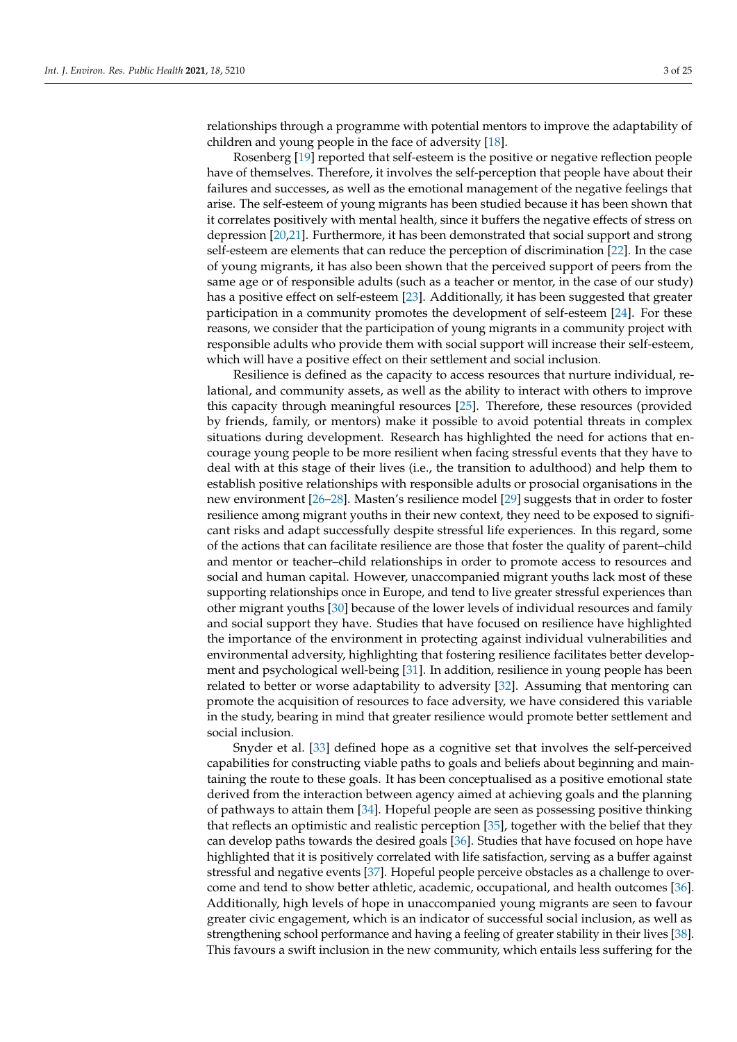relationships through a programme with potential mentors to improve the adaptability of children and young people in the face of adversity [18].

Rosenberg [19] reported that self-esteem is the positive or negative reflection people have of themselves. Therefore, it involves the self-perception that people have about their failures and successes, as well as the emotional management of the negative feelings that arise. The self-esteem of young migrants has been studied because it has been shown that it correlates positively with mental health, since it buffers the negative effects of stress on depression [20,21]. Furthermore, it has been demonstrated that social support and strong self-esteem are elements that can reduce the perception of discrimination [22]. In the case of young migrants, it has also been shown that the perceived support of peers from the same age or of responsible adults (such as a teacher or mentor, in the case of our study) has a positive effect on self-esteem [23]. Additionally, it has been suggested that greater participation in a community promotes the development of self-esteem [24]. For these reasons, we consider that the participation of young migrants in a community project with responsible adults who provide them with social support will increase their self-esteem, which will have a positive effect on their settlement and social inclusion.

Resilience is defined as the capacity to access resources that nurture individual, relational, and community assets, as well as the ability to interact with others to improve this capacity through meaningful resources [25]. Therefore, these resources (provided by friends, family, or mentors) make it possible to avoid potential threats in complex situations during development. Research has highlighted the need for actions that encourage young people to be more resilient when facing stressful events that they have to deal with at this stage of their lives (i.e., the transition to adulthood) and help them to establish positive relationships with responsible adults or prosocial organisations in the new environment [26–28]. Masten's resilience model [29] suggests that in order to foster resilience among migrant youths in their new context, they need to be exposed to significant risks and adapt successfully despite stressful life experiences. In this regard, some of the actions that can facilitate resilience are those that foster the quality of parent–child and mentor or teacher–child relationships in order to promote access to resources and social and human capital. However, unaccompanied migrant youths lack most of these supporting relationships once in Europe, and tend to live greater stressful experiences than other migrant youths [30] because of the lower levels of individual resources and family and social support they have. Studies that have focused on resilience have highlighted the importance of the environment in protecting against individual vulnerabilities and environmental adversity, highlighting that fostering resilience facilitates better development and psychological well-being [31]. In addition, resilience in young people has been related to better or worse adaptability to adversity [32]. Assuming that mentoring can promote the acquisition of resources to face adversity, we have considered this variable in the study, bearing in mind that greater resilience would promote better settlement and social inclusion.

Snyder et al. [33] defined hope as a cognitive set that involves the self-perceived capabilities for constructing viable paths to goals and beliefs about beginning and maintaining the route to these goals. It has been conceptualised as a positive emotional state derived from the interaction between agency aimed at achieving goals and the planning of pathways to attain them [34]. Hopeful people are seen as possessing positive thinking that reflects an optimistic and realistic perception [35], together with the belief that they can develop paths towards the desired goals [36]. Studies that have focused on hope have highlighted that it is positively correlated with life satisfaction, serving as a buffer against stressful and negative events [37]. Hopeful people perceive obstacles as a challenge to overcome and tend to show better athletic, academic, occupational, and health outcomes [36]. Additionally, high levels of hope in unaccompanied young migrants are seen to favour greater civic engagement, which is an indicator of successful social inclusion, as well as strengthening school performance and having a feeling of greater stability in their lives [38]. This favours a swift inclusion in the new community, which entails less suffering for the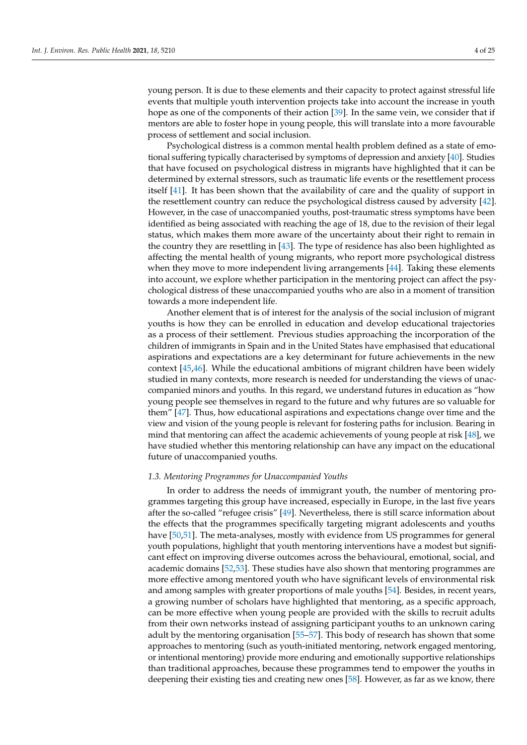young person. It is due to these elements and their capacity to protect against stressful life events that multiple youth intervention projects take into account the increase in youth hope as one of the components of their action [39]. In the same vein, we consider that if mentors are able to foster hope in young people, this will translate into a more favourable process of settlement and social inclusion.

Psychological distress is a common mental health problem defined as a state of emotional suffering typically characterised by symptoms of depression and anxiety [40]. Studies that have focused on psychological distress in migrants have highlighted that it can be determined by external stressors, such as traumatic life events or the resettlement process itself [41]. It has been shown that the availability of care and the quality of support in the resettlement country can reduce the psychological distress caused by adversity [42]. However, in the case of unaccompanied youths, post-traumatic stress symptoms have been identified as being associated with reaching the age of 18, due to the revision of their legal status, which makes them more aware of the uncertainty about their right to remain in the country they are resettling in [43]. The type of residence has also been highlighted as affecting the mental health of young migrants, who report more psychological distress when they move to more independent living arrangements [44]. Taking these elements into account, we explore whether participation in the mentoring project can affect the psychological distress of these unaccompanied youths who are also in a moment of transition towards a more independent life.

Another element that is of interest for the analysis of the social inclusion of migrant youths is how they can be enrolled in education and develop educational trajectories as a process of their settlement. Previous studies approaching the incorporation of the children of immigrants in Spain and in the United States have emphasised that educational aspirations and expectations are a key determinant for future achievements in the new context [45,46]. While the educational ambitions of migrant children have been widely studied in many contexts, more research is needed for understanding the views of unaccompanied minors and youths. In this regard, we understand futures in education as "how young people see themselves in regard to the future and why futures are so valuable for them" [47]. Thus, how educational aspirations and expectations change over time and the view and vision of the young people is relevant for fostering paths for inclusion. Bearing in mind that mentoring can affect the academic achievements of young people at risk [48], we have studied whether this mentoring relationship can have any impact on the educational future of unaccompanied youths.

### *1.3. Mentoring Programmes for Unaccompanied Youths*

In order to address the needs of immigrant youth, the number of mentoring programmes targeting this group have increased, especially in Europe, in the last five years after the so-called "refugee crisis" [49]. Nevertheless, there is still scarce information about the effects that the programmes specifically targeting migrant adolescents and youths have [50,51]. The meta-analyses, mostly with evidence from US programmes for general youth populations, highlight that youth mentoring interventions have a modest but significant effect on improving diverse outcomes across the behavioural, emotional, social, and academic domains [52,53]. These studies have also shown that mentoring programmes are more effective among mentored youth who have significant levels of environmental risk and among samples with greater proportions of male youths [54]. Besides, in recent years, a growing number of scholars have highlighted that mentoring, as a specific approach, can be more effective when young people are provided with the skills to recruit adults from their own networks instead of assigning participant youths to an unknown caring adult by the mentoring organisation [55–57]. This body of research has shown that some approaches to mentoring (such as youth-initiated mentoring, network engaged mentoring, or intentional mentoring) provide more enduring and emotionally supportive relationships than traditional approaches, because these programmes tend to empower the youths in deepening their existing ties and creating new ones [58]. However, as far as we know, there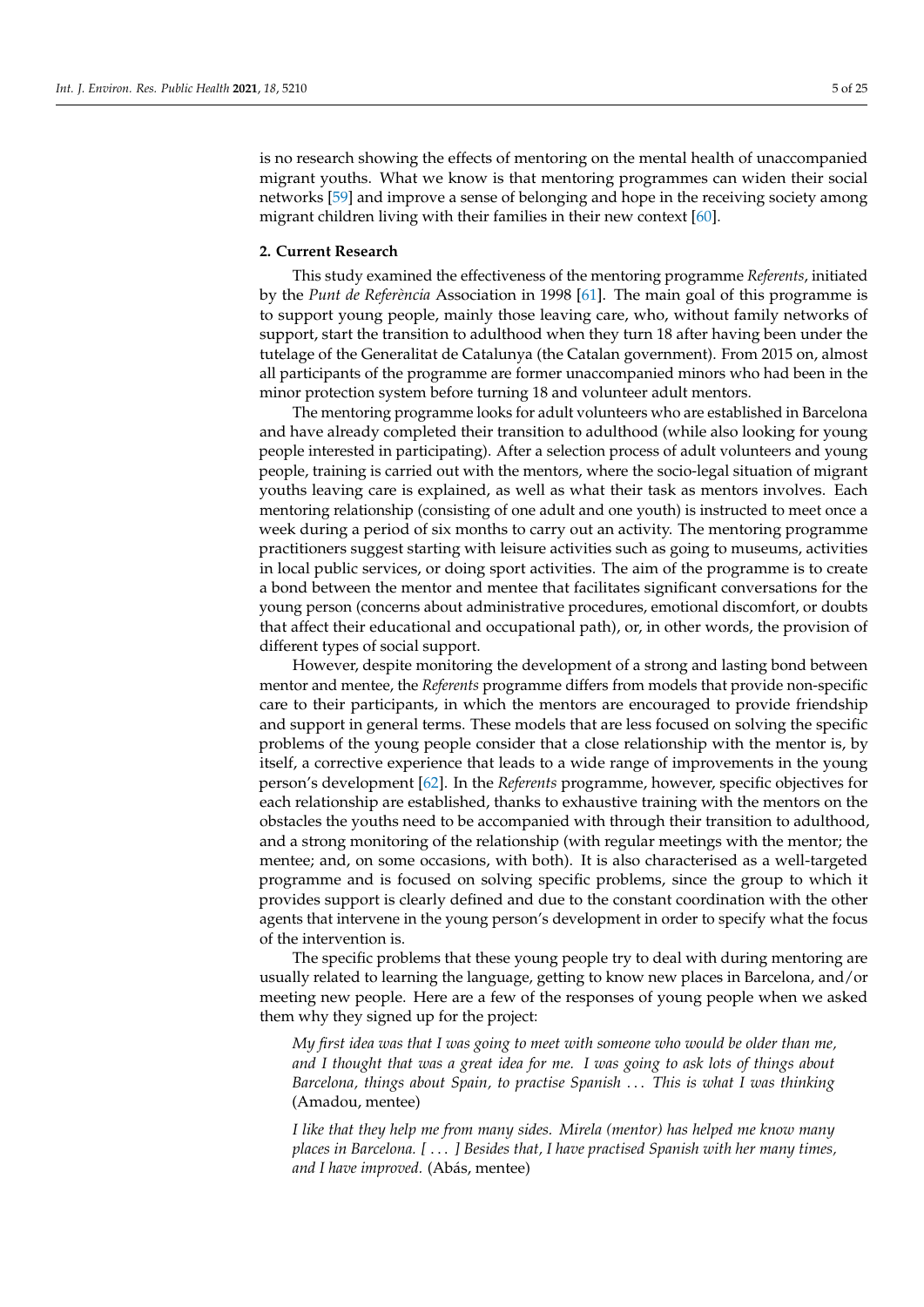is no research showing the effects of mentoring on the mental health of unaccompanied migrant youths. What we know is that mentoring programmes can widen their social networks [59] and improve a sense of belonging and hope in the receiving society among migrant children living with their families in their new context [60].

## 2. Current Research

This study examined the effectiveness of the mentoring programme *Referents*, initiated by the *Punt de Referència* Association in 1998 [61]. The main goal of this programme is to support young people, mainly those leaving care, who, without family networks of support, start the transition to adulthood when they turn 18 after having been under the tutelage of the Generalitat de Catalunya (the Catalan government). From 2015 on, almost all participants of the programme are former unaccompanied minors who had been in the minor protection system before turning 18 and volunteer adult mentors.

The mentoring programme looks for adult volunteers who are established in Barcelona and have already completed their transition to adulthood (while also looking for young people interested in participating). After a selection process of adult volunteers and young people, training is carried out with the mentors, where the socio-legal situation of migrant youths leaving care is explained, as well as what their task as mentors involves. Each mentoring relationship (consisting of one adult and one youth) is instructed to meet once a week during a period of six months to carry out an activity. The mentoring programme practitioners suggest starting with leisure activities such as going to museums, activities in local public services, or doing sport activities. The aim of the programme is to create a bond between the mentor and mentee that facilitates significant conversations for the young person (concerns about administrative procedures, emotional discomfort, or doubts that affect their educational and occupational path), or, in other words, the provision of different types of social support.

However, despite monitoring the development of a strong and lasting bond between mentor and mentee, the *Referents* programme differs from models that provide non-specific care to their participants, in which the mentors are encouraged to provide friendship and support in general terms. These models that are less focused on solving the specific problems of the young people consider that a close relationship with the mentor is, by itself, a corrective experience that leads to a wide range of improvements in the young person's development [62]. In the *Referents* programme, however, specific objectives for each relationship are established, thanks to exhaustive training with the mentors on the obstacles the youths need to be accompanied with through their transition to adulthood, and a strong monitoring of the relationship (with regular meetings with the mentor; the mentee; and, on some occasions, with both). It is also characterised as a well-targeted programme and is focused on solving specific problems, since the group to which it provides support is clearly defined and due to the constant coordination with the other agents that intervene in the young person's development in order to specify what the focus of the intervention is.

The specific problems that these young people try to deal with during mentoring are usually related to learning the language, getting to know new places in Barcelona, and/or meeting new people. Here are a few of the responses of young people when we asked them why they signed up for the project:

> *My first idea was that I was going to meet with someone who would be older than me, and I thought that was a great idea for me. I was going to ask lots of things about Barcelona, things about Spain, to practise Spanish . . . This is what I was thinking* (Amadou, mentee)

> *I like that they help me from many sides. Mirela (mentor) has helped me know many places in Barcelona. [ . . . ] Besides that, I have practised Spanish with her many times, and I have improved.* (Abás, mentee)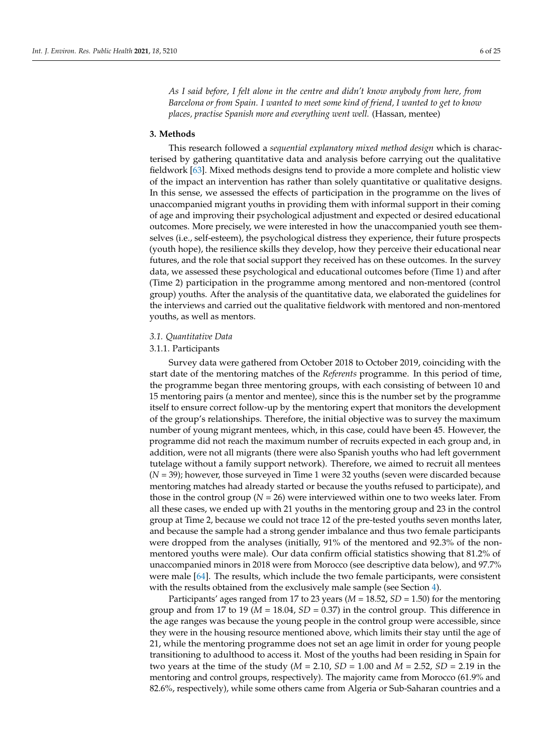*As I said before, I felt alone in the centre and didn't know anybody from here, from Barcelona or from Spain. I wanted to meet some kind of friend, I wanted to get to know places, practise Spanish more and everything went well.* (Hassan, mentee)

## 3. Methods

This research followed a *sequential explanatory mixed method design* which is characterised by gathering quantitative data and analysis before carrying out the qualitative fieldwork [63]. Mixed methods designs tend to provide a more complete and holistic view of the impact an intervention has rather than solely quantitative or qualitative designs. In this sense, we assessed the effects of participation in the programme on the lives of unaccompanied migrant youths in providing them with informal support in their coming of age and improving their psychological adjustment and expected or desired educational outcomes. More precisely, we were interested in how the unaccompanied youth see themselves (i.e., self-esteem), the psychological distress they experience, their future prospects (youth hope), the resilience skills they develop, how they perceive their educational near futures, and the role that social support they received has on these outcomes. In the survey data, we assessed these psychological and educational outcomes before (Time 1) and after (Time 2) participation in the programme among mentored and non-mentored (control group) youths. After the analysis of the quantitative data, we elaborated the guidelines for the interviews and carried out the qualitative fieldwork with mentored and non-mentored youths, as well as mentors.

### *3.1. Quantitative Data*

#### 3.1.1. Participants

Survey data were gathered from October 2018 to October 2019, coinciding with the start date of the mentoring matches of the *Referents* programme. In this period of time, the programme began three mentoring groups, with each consisting of between 10 and 15 mentoring pairs (a mentor and mentee), since this is the number set by the programme itself to ensure correct follow-up by the mentoring expert that monitors the development of the group's relationships. Therefore, the initial objective was to survey the maximum number of young migrant mentees, which, in this case, could have been 45. However, the programme did not reach the maximum number of recruits expected in each group and, in addition, were not all migrants (there were also Spanish youths who had left government tutelage without a family support network). Therefore, we aimed to recruit all mentees ($N$ = 39); however, those surveyed in Time 1 were 32 youths (seven were discarded because mentoring matches had already started or because the youths refused to participate), and those in the control group ($N$ = 26) were interviewed within one to two weeks later. From all these cases, we ended up with 21 youths in the mentoring group and 23 in the control group at Time 2, because we could not trace 12 of the pre-tested youths seven months later, and because the sample had a strong gender imbalance and thus two female participants were dropped from the analyses (initially, 91% of the mentored and 92.3% of the non-mentored youths were male). Our data confirm official statistics showing that 81.2% of unaccompanied minors in 2018 were from Morocco (see descriptive data below), and 97.7% were male [64]. The results, which include the two female participants, were consistent with the results obtained from the exclusively male sample (see Section 4).

Participants' ages ranged from 17 to 23 years ($M$ = 18.52, $SD$ = 1.50) for the mentoring group and from 17 to 19 ($M$ = 18.04, $SD$ = 0.37) in the control group. This difference in the age ranges was because the young people in the control group were accessible, since they were in the housing resource mentioned above, which limits their stay until the age of 21, while the mentoring programme does not set an age limit in order for young people transitioning to adulthood to access it. Most of the youths had been residing in Spain for two years at the time of the study ($M$ = 2.10, $SD$ = 1.00 and $M$ = 2.52, $SD$ = 2.19 in the mentoring and control groups, respectively). The majority came from Morocco (61.9% and 82.6%, respectively), while some others came from Algeria or Sub-Saharan countries and a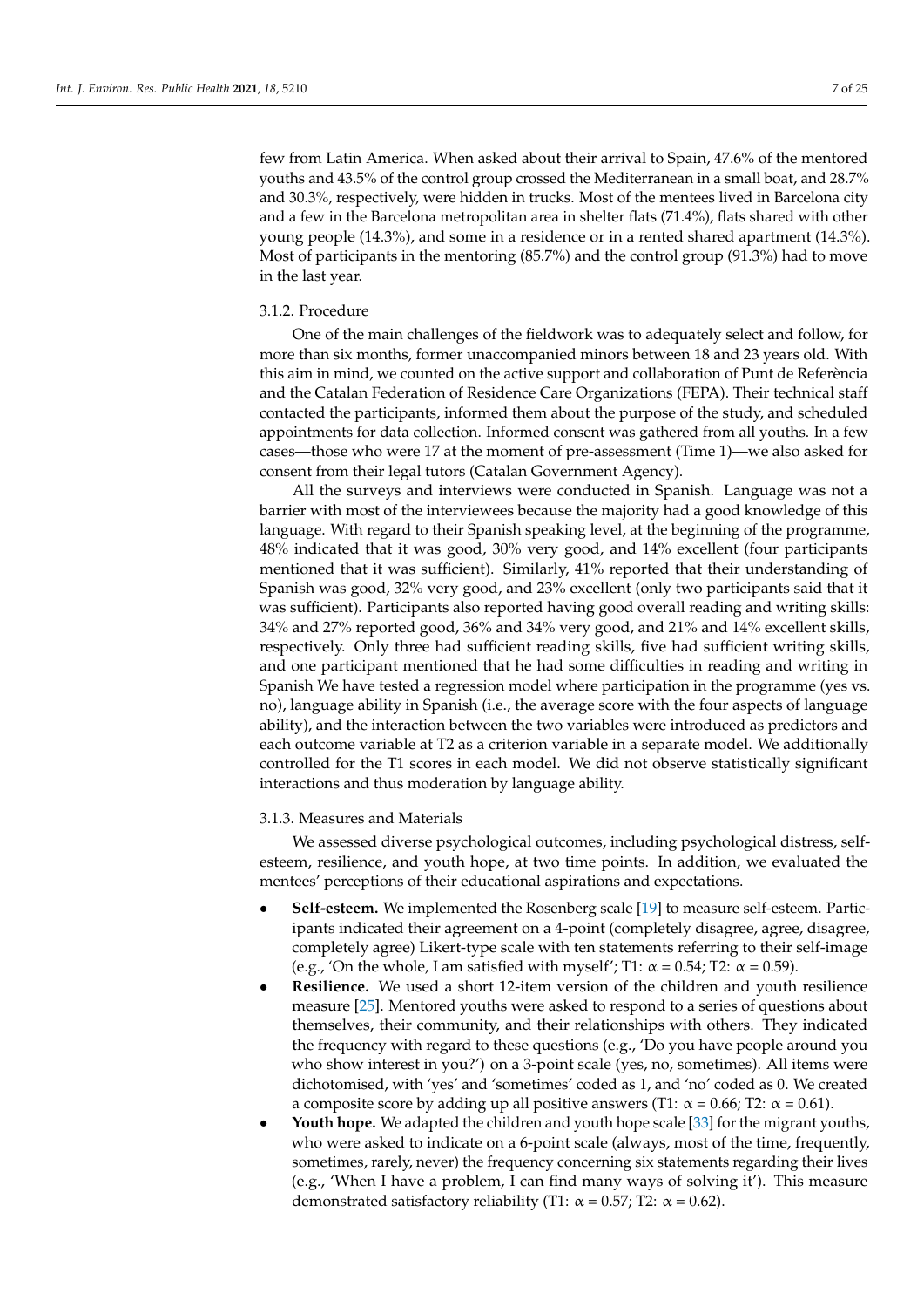few from Latin America. When asked about their arrival to Spain, 47.6% of the mentored youths and 43.5% of the control group crossed the Mediterranean in a small boat, and 28.7% and 30.3%, respectively, were hidden in trucks. Most of the mentees lived in Barcelona city and a few in the Barcelona metropolitan area in shelter flats (71.4%), flats shared with other young people (14.3%), and some in a residence or in a rented shared apartment (14.3%). Most of participants in the mentoring (85.7%) and the control group (91.3%) had to move in the last year.

#### 3.1.2. Procedure

One of the main challenges of the fieldwork was to adequately select and follow, for more than six months, former unaccompanied minors between 18 and 23 years old. With this aim in mind, we counted on the active support and collaboration of Punt de Referència and the Catalan Federation of Residence Care Organizations (FEPA). Their technical staff contacted the participants, informed them about the purpose of the study, and scheduled appointments for data collection. Informed consent was gathered from all youths. In a few cases—those who were 17 at the moment of pre-assessment (Time 1)—we also asked for consent from their legal tutors (Catalan Government Agency).

All the surveys and interviews were conducted in Spanish. Language was not a barrier with most of the interviewees because the majority had a good knowledge of this language. With regard to their Spanish speaking level, at the beginning of the programme, 48% indicated that it was good, 30% very good, and 14% excellent (four participants mentioned that it was sufficient). Similarly, 41% reported that their understanding of Spanish was good, 32% very good, and 23% excellent (only two participants said that it was sufficient). Participants also reported having good overall reading and writing skills: 34% and 27% reported good, 36% and 34% very good, and 21% and 14% excellent skills, respectively. Only three had sufficient reading skills, five had sufficient writing skills, and one participant mentioned that he had some difficulties in reading and writing in Spanish We have tested a regression model where participation in the programme (yes vs. no), language ability in Spanish (i.e., the average score with the four aspects of language ability), and the interaction between the two variables were introduced as predictors and each outcome variable at T2 as a criterion variable in a separate model. We additionally controlled for the T1 scores in each model. We did not observe statistically significant interactions and thus moderation by language ability.

#### 3.1.3. Measures and Materials

We assessed diverse psychological outcomes, including psychological distress, self-esteem, resilience, and youth hope, at two time points. In addition, we evaluated the mentees' perceptions of their educational aspirations and expectations.

- **Self-esteem.** We implemented the Rosenberg scale [19] to measure self-esteem. Participants indicated their agreement on a 4-point (completely disagree, agree, disagree, completely agree) Likert-type scale with ten statements referring to their self-image (e.g., 'On the whole, I am satisfied with myself'; T1: $\alpha = 0.54$; T2: $\alpha = 0.59$).
- **Resilience.** We used a short 12-item version of the children and youth resilience measure [25]. Mentored youths were asked to respond to a series of questions about themselves, their community, and their relationships with others. They indicated the frequency with regard to these questions (e.g., 'Do you have people around you who show interest in you?') on a 3-point scale (yes, no, sometimes). All items were dichotomised, with 'yes' and 'sometimes' coded as 1, and 'no' coded as 0. We created a composite score by adding up all positive answers (T1: $\alpha = 0.66$; T2: $\alpha = 0.61$).
- **Youth hope.** We adapted the children and youth hope scale [33] for the migrant youths, who were asked to indicate on a 6-point scale (always, most of the time, frequently, sometimes, rarely, never) the frequency concerning six statements regarding their lives (e.g., 'When I have a problem, I can find many ways of solving it'). This measure demonstrated satisfactory reliability (T1: $\alpha = 0.57$; T2: $\alpha = 0.62$).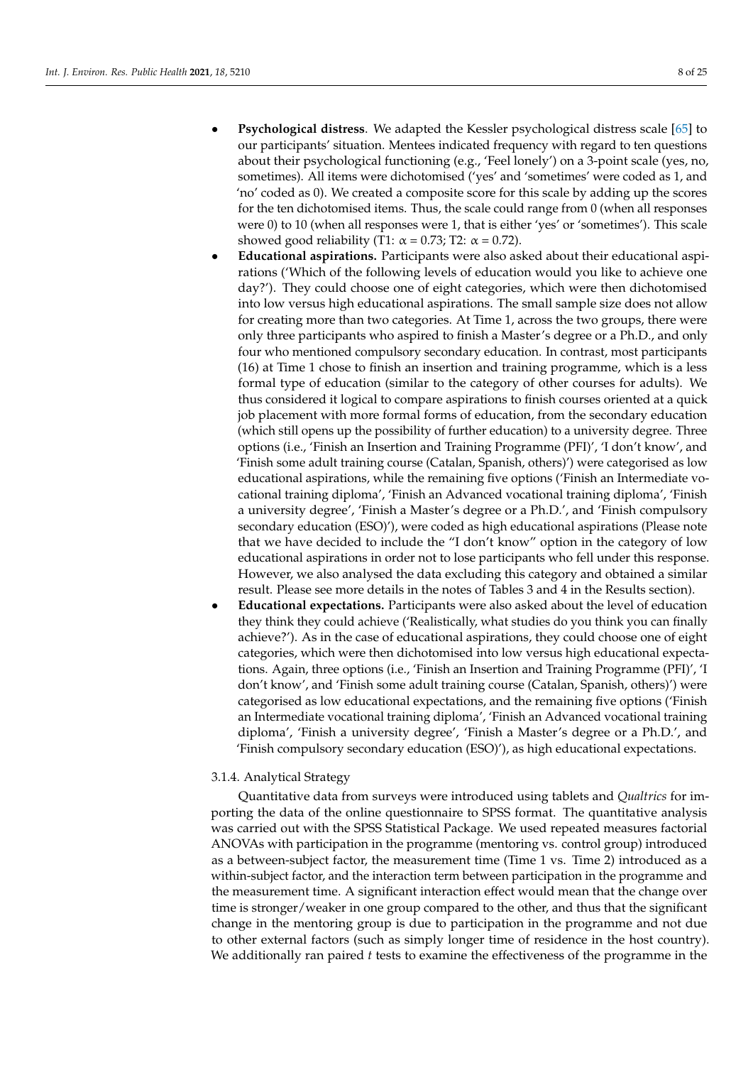- **Psychological distress**. We adapted the Kessler psychological distress scale [65] to our participants' situation. Mentees indicated frequency with regard to ten questions about their psychological functioning (e.g., 'Feel lonely') on a 3-point scale (yes, no, sometimes). All items were dichotomised ('yes' and 'sometimes' were coded as 1, and 'no' coded as 0). We created a composite score for this scale by adding up the scores for the ten dichotomised items. Thus, the scale could range from 0 (when all responses were 0) to 10 (when all responses were 1, that is either 'yes' or 'sometimes'). This scale showed good reliability (T1: $\alpha = 0.73$; T2: $\alpha = 0.72$).
- **Educational aspirations.** Participants were also asked about their educational aspirations ('Which of the following levels of education would you like to achieve one day?'). They could choose one of eight categories, which were then dichotomised into low versus high educational aspirations. The small sample size does not allow for creating more than two categories. At Time 1, across the two groups, there were only three participants who aspired to finish a Master's degree or a Ph.D., and only four who mentioned compulsory secondary education. In contrast, most participants (16) at Time 1 chose to finish an insertion and training programme, which is a less formal type of education (similar to the category of other courses for adults). We thus considered it logical to compare aspirations to finish courses oriented at a quick job placement with more formal forms of education, from the secondary education (which still opens up the possibility of further education) to a university degree. Three options (i.e., 'Finish an Insertion and Training Programme (PFI)', 'I don't know', and 'Finish some adult training course (Catalan, Spanish, others)') were categorised as low educational aspirations, while the remaining five options ('Finish an Intermediate vocational training diploma', 'Finish an Advanced vocational training diploma', 'Finish a university degree', 'Finish a Master's degree or a Ph.D.', and 'Finish compulsory secondary education (ESO)'), were coded as high educational aspirations (Please note that we have decided to include the "I don't know" option in the category of low educational aspirations in order not to lose participants who fell under this response. However, we also analysed the data excluding this category and obtained a similar result. Please see more details in the notes of Tables 3 and 4 in the Results section).
- **Educational expectations.** Participants were also asked about the level of education they think they could achieve ('Realistically, what studies do you think you can finally achieve?'). As in the case of educational aspirations, they could choose one of eight categories, which were then dichotomised into low versus high educational expectations. Again, three options (i.e., 'Finish an Insertion and Training Programme (PFI)', 'I don't know', and 'Finish some adult training course (Catalan, Spanish, others)') were categorised as low educational expectations, and the remaining five options ('Finish an Intermediate vocational training diploma', 'Finish an Advanced vocational training diploma', 'Finish a university degree', 'Finish a Master's degree or a Ph.D.', and 'Finish compulsory secondary education (ESO)'), as high educational expectations.

#### 3.1.4. Analytical Strategy

Quantitative data from surveys were introduced using tablets and *Qualtrics* for importing the data of the online questionnaire to SPSS format. The quantitative analysis was carried out with the SPSS Statistical Package. We used repeated measures factorial ANOVAs with participation in the programme (mentoring vs. control group) introduced as a between-subject factor, the measurement time (Time 1 vs. Time 2) introduced as a within-subject factor, and the interaction term between participation in the programme and the measurement time. A significant interaction effect would mean that the change over time is stronger/weaker in one group compared to the other, and thus that the significant change in the mentoring group is due to participation in the programme and not due to other external factors (such as simply longer time of residence in the host country). We additionally ran paired *t* tests to examine the effectiveness of the programme in the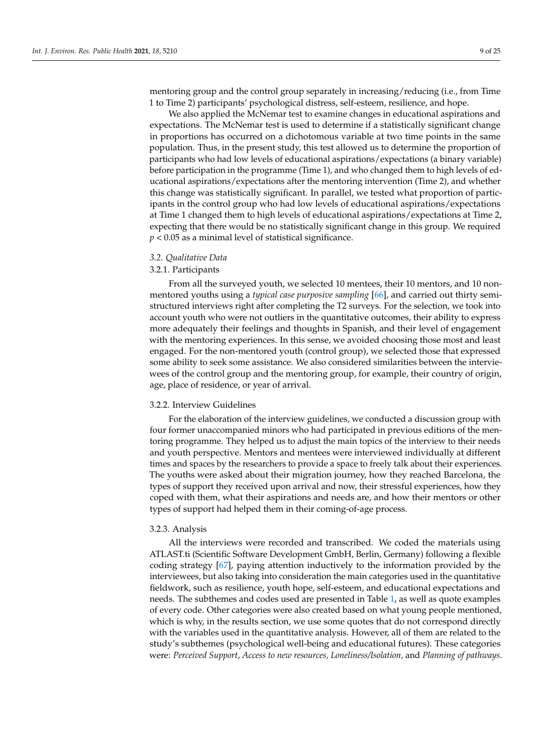mentoring group and the control group separately in increasing/reducing (i.e., from Time 1 to Time 2) participants' psychological distress, self-esteem, resilience, and hope.

We also applied the McNemar test to examine changes in educational aspirations and expectations. The McNemar test is used to determine if a statistically significant change in proportions has occurred on a dichotomous variable at two time points in the same population. Thus, in the present study, this test allowed us to determine the proportion of participants who had low levels of educational aspirations/expectations (a binary variable) before participation in the programme (Time 1), and who changed them to high levels of educational aspirations/expectations after the mentoring intervention (Time 2), and whether this change was statistically significant. In parallel, we tested what proportion of participants in the control group who had low levels of educational aspirations/expectations at Time 1 changed them to high levels of educational aspirations/expectations at Time 2, expecting that there would be no statistically significant change in this group. We required $p < 0.05$ as a minimal level of statistical significance.

### *3.2. Qualitative Data*

#### 3.2.1. Participants

From all the surveyed youth, we selected 10 mentees, their 10 mentors, and 10 non-mentored youths using a *typical case purposive sampling* [66], and carried out thirty semi-structured interviews right after completing the T2 surveys. For the selection, we took into account youth who were not outliers in the quantitative outcomes, their ability to express more adequately their feelings and thoughts in Spanish, and their level of engagement with the mentoring experiences. In this sense, we avoided choosing those most and least engaged. For the non-mentored youth (control group), we selected those that expressed some ability to seek some assistance. We also considered similarities between the interviewees of the control group and the mentoring group, for example, their country of origin, age, place of residence, or year of arrival.

#### 3.2.2. Interview Guidelines

For the elaboration of the interview guidelines, we conducted a discussion group with four former unaccompanied minors who had participated in previous editions of the mentoring programme. They helped us to adjust the main topics of the interview to their needs and youth perspective. Mentors and mentees were interviewed individually at different times and spaces by the researchers to provide a space to freely talk about their experiences. The youths were asked about their migration journey, how they reached Barcelona, the types of support they received upon arrival and now, their stressful experiences, how they coped with them, what their aspirations and needs are, and how their mentors or other types of support had helped them in their coming-of-age process.

#### 3.2.3. Analysis

All the interviews were recorded and transcribed. We coded the materials using ATLAST.ti (Scientific Software Development GmbH, Berlin, Germany) following a flexible coding strategy [67], paying attention inductively to the information provided by the interviewees, but also taking into consideration the main categories used in the quantitative fieldwork, such as resilience, youth hope, self-esteem, and educational expectations and needs. The subthemes and codes used are presented in Table 1, as well as quote examples of every code. Other categories were also created based on what young people mentioned, which is why, in the results section, we use some quotes that do not correspond directly with the variables used in the quantitative analysis. However, all of them are related to the study's subthemes (psychological well-being and educational futures). These categories were: *Perceived Support*, *Access to new resources, Loneliness/Isolation,* and *Planning of pathways*.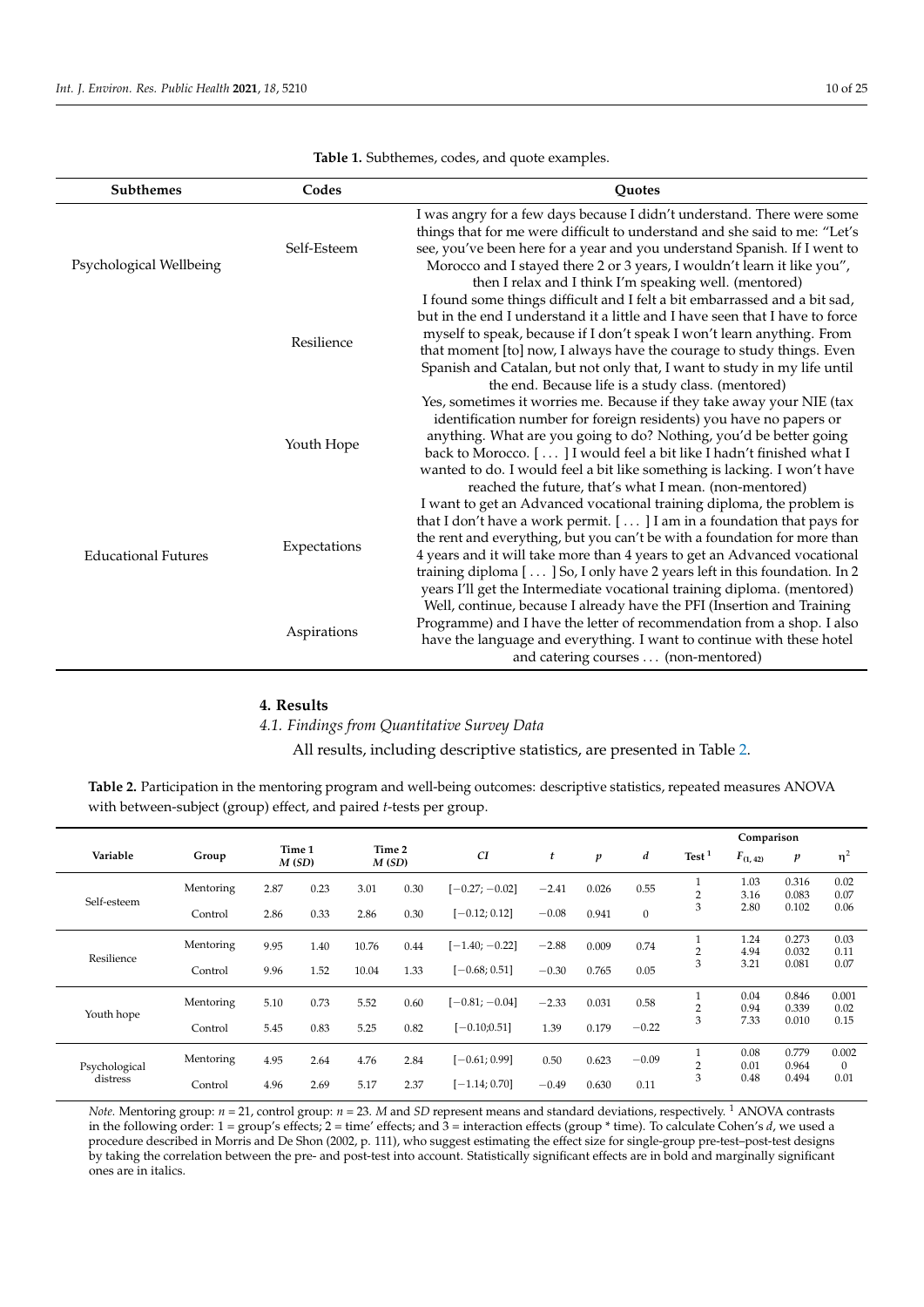**Table 1.** Subthemes, codes, and quote examples.

| Subthemes | Codes | Quotes |
| --- | --- | --- |
| Psychological Wellbeing | Self-Esteem | I was angry for a few days because I didn't understand. There were some things that for me were difficult to understand and she said to me: "Let's see, you've been here for a year and you understand Spanish. If I went to Morocco and I stayed there 2 or 3 years, I wouldn't learn it like you", then I relax and I think I'm speaking well. (mentored) |
| | Resilience | I found some things difficult and I felt a bit embarrassed and a bit sad, but in the end I understand it a little and I have seen that I have to force myself to speak, because if I don't speak I won't learn anything. From that moment [to] now, I always have the courage to study things. Even Spanish and Catalan, but not only that, I want to study in my life until the end. Because life is a study class. (mentored) |
| | Youth Hope | Yes, sometimes it worries me. Because if they take away your NIE (tax identification number for foreign residents) you have no papers or anything. What are you going to do? Nothing, you'd be better going back to Morocco. [ … ] I would feel a bit like I hadn't finished what I wanted to do. I would feel a bit like something is lacking. I won't have reached the future, that's what I mean. (non-mentored) |
| Educational Futures | Expectations | I want to get an Advanced vocational training diploma, the problem is that I don't have a work permit. [ … ] I am in a foundation that pays for the rent and everything, but you can't be with a foundation for more than 4 years and it will take more than 4 years to get an Advanced vocational training diploma [ … ] So, I only have 2 years left in this foundation. In 2 years I'll get the Intermediate vocational training diploma. (mentored) |
| | Aspirations | Well, continue, because I already have the PFI (Insertion and Training Programme) and I have the letter of recommendation from a shop. I also have the language and everything. I want to continue with these hotel and catering courses … (non-mentored) |

## 4. Results

### 4.1. Findings from Quantitative Survey Data

All results, including descriptive statistics, are presented in Table 2.

**Table 2.** Participation in the mentoring program and well-being outcomes: descriptive statistics, repeated measures ANOVA with between-subject (group) effect, and paired *t*-tests per group.

| Variable | Group | Time 1 *M* (*SD*) | | Time 2 *M* (*SD*) | | *CI* | *t* | *p* | *d* | Test [1] | Comparison $F_{(1, 42)}$ | $p$ | $\eta^2$ |
| --- | --- | --- | --- | --- | --- | --- | --- | --- | --- | --- | --- | --- | --- |
| Self-esteem | Mentoring | 2.87 | 0.23 | 3.01 | 0.30 | [−0.27; −0.02] | −2.41 | 0.026 | 0.55 | 1<br>2<br>3 | 1.03<br>3.16<br>2.80 | 0.316<br>0.083<br>0.102 | 0.02<br>0.07<br>0.06 |
| | Control | 2.86 | 0.33 | 2.86 | 0.30 | [−0.12; 0.12] | −0.08 | 0.941 | 0 | | | | |
| Resilience | Mentoring | 9.95 | 1.40 | 10.76 | 0.44 | [−1.40; −0.22] | −2.88 | 0.009 | 0.74 | 1<br>2<br>3 | 1.24<br>4.94<br>3.21 | 0.273<br>0.032<br>0.081 | 0.03<br>0.11<br>0.07 |
| | Control | 9.96 | 1.52 | 10.04 | 1.33 | [−0.68; 0.51] | −0.30 | 0.765 | 0.05 | | | | |
| Youth hope | Mentoring | 5.10 | 0.73 | 5.52 | 0.60 | [−0.81; −0.04] | −2.33 | 0.031 | 0.58 | 1<br>2<br>3 | 0.04<br>0.94<br>7.33 | 0.846<br>0.339<br>0.010 | 0.001<br>0.02<br>0.15 |
| | Control | 5.45 | 0.83 | 5.25 | 0.82 | [−0.10;0.51] | 1.39 | 0.179 | −0.22 | | | | |
| Psychological distress | Mentoring | 4.95 | 2.64 | 4.76 | 2.84 | [−0.61; 0.99] | 0.50 | 0.623 | −0.09 | 1<br>2<br>3 | 0.08<br>0.01<br>0.48 | 0.779<br>0.964<br>0.494 | 0.002<br>0<br>0.01 |
| | Control | 4.96 | 2.69 | 5.17 | 2.37 | [−1.14; 0.70] | −0.49 | 0.630 | 0.11 | | | | |

*Note.* Mentoring group: *n* = 21, control group: *n* = 23. *M* and *SD* represent means and standard deviations, respectively. [1] ANOVA contrasts in the following order: 1 = group's effects; 2 = time' effects; and 3 = interaction effects (group * time). To calculate Cohen's *d*, we used a procedure described in Morris and De Shon (2002, p. 111), who suggest estimating the effect size for single-group pre-test–post-test designs by taking the correlation between the pre- and post-test into account. Statistically significant effects are in bold and marginally significant ones are in italics.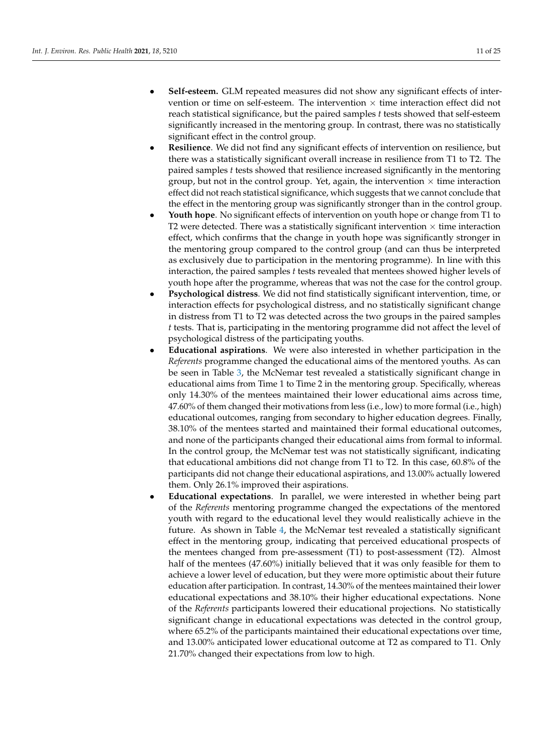- **Self-esteem.** GLM repeated measures did not show any significant effects of intervention or time on self-esteem. The intervention × time interaction effect did not reach statistical significance, but the paired samples *t* tests showed that self-esteem significantly increased in the mentoring group. In contrast, there was no statistically significant effect in the control group.
- **Resilience**. We did not find any significant effects of intervention on resilience, but there was a statistically significant overall increase in resilience from T1 to T2. The paired samples *t* tests showed that resilience increased significantly in the mentoring group, but not in the control group. Yet, again, the intervention × time interaction effect did not reach statistical significance, which suggests that we cannot conclude that the effect in the mentoring group was significantly stronger than in the control group.
- **Youth hope**. No significant effects of intervention on youth hope or change from T1 to T2 were detected. There was a statistically significant intervention × time interaction effect, which confirms that the change in youth hope was significantly stronger in the mentoring group compared to the control group (and can thus be interpreted as exclusively due to participation in the mentoring programme). In line with this interaction, the paired samples *t* tests revealed that mentees showed higher levels of youth hope after the programme, whereas that was not the case for the control group.
- **Psychological distress**. We did not find statistically significant intervention, time, or interaction effects for psychological distress, and no statistically significant change in distress from T1 to T2 was detected across the two groups in the paired samples *t* tests. That is, participating in the mentoring programme did not affect the level of psychological distress of the participating youths.
- **Educational aspirations**. We were also interested in whether participation in the *Referents* programme changed the educational aims of the mentored youths. As can be seen in Table 3, the McNemar test revealed a statistically significant change in educational aims from Time 1 to Time 2 in the mentoring group. Specifically, whereas only 14.30% of the mentees maintained their lower educational aims across time, 47.60% of them changed their motivations from less (i.e., low) to more formal (i.e., high) educational outcomes, ranging from secondary to higher education degrees. Finally, 38.10% of the mentees started and maintained their formal educational outcomes, and none of the participants changed their educational aims from formal to informal. In the control group, the McNemar test was not statistically significant, indicating that educational ambitions did not change from T1 to T2. In this case, 60.8% of the participants did not change their educational aspirations, and 13.00% actually lowered them. Only 26.1% improved their aspirations.
- **Educational expectations**. In parallel, we were interested in whether being part of the *Referents* mentoring programme changed the expectations of the mentored youth with regard to the educational level they would realistically achieve in the future. As shown in Table 4, the McNemar test revealed a statistically significant effect in the mentoring group, indicating that perceived educational prospects of the mentees changed from pre-assessment (T1) to post-assessment (T2). Almost half of the mentees (47.60%) initially believed that it was only feasible for them to achieve a lower level of education, but they were more optimistic about their future education after participation. In contrast, 14.30% of the mentees maintained their lower educational expectations and 38.10% their higher educational expectations. None of the *Referents* participants lowered their educational projections. No statistically significant change in educational expectations was detected in the control group, where 65.2% of the participants maintained their educational expectations over time, and 13.00% anticipated lower educational outcome at T2 as compared to T1. Only 21.70% changed their expectations from low to high.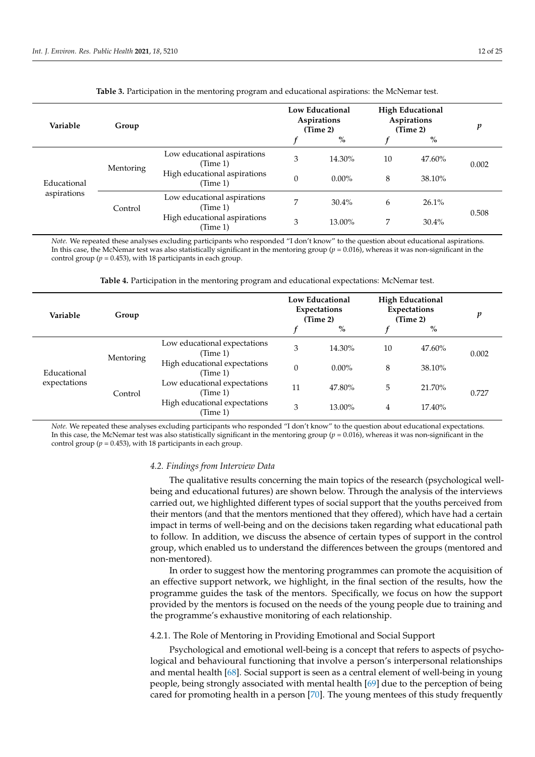**Table 3.** Participation in the mentoring program and educational aspirations: the McNemar test.

| Variable | Group | | Low Educational Aspirations (Time 2) | | High Educational Aspirations (Time 2) | | *p* |
|---|---|---|---|---|---|---|---|
| | | | *f* | % | *f* | % | |
| Educational aspirations | Mentoring | Low educational aspirations (Time 1) | 3 | 14.30% | 10 | 47.60% | 0.002 |
| | | High educational aspirations (Time 1) | 0 | 0.00% | 8 | 38.10% | |
| | Control | Low educational aspirations (Time 1) | 7 | 30.4% | 6 | 26.1% | 0.508 |
| | | High educational aspirations (Time 1) | 3 | 13.00% | 7 | 30.4% | |

*Note.* We repeated these analyses excluding participants who responded "I don't know" to the question about educational aspirations. In this case, the McNemar test was also statistically significant in the mentoring group ($p = 0.016$), whereas it was non-significant in the control group ($p = 0.453$), with 18 participants in each group.

**Table 4.** Participation in the mentoring program and educational expectations: McNemar test.

| Variable | Group | | Low Educational Expectations (Time 2) | | High Educational Expectations (Time 2) | | *p* |
|---|---|---|---|---|---|---|---|
| | | | *f* | % | *f* | % | |
| Educational expectations | Mentoring | Low educational expectations (Time 1) | 3 | 14.30% | 10 | 47.60% | 0.002 |
| | | High educational expectations (Time 1) | 0 | 0.00% | 8 | 38.10% | |
| | Control | Low educational expectations (Time 1) | 11 | 47.80% | 5 | 21.70% | 0.727 |
| | | High educational expectations (Time 1) | 3 | 13.00% | 4 | 17.40% | |

*Note.* We repeated these analyses excluding participants who responded "I don't know" to the question about educational expectations. In this case, the McNemar test was also statistically significant in the mentoring group ($p = 0.016$), whereas it was non-significant in the control group ($p = 0.453$), with 18 participants in each group.

### 4.2. Findings from Interview Data

The qualitative results concerning the main topics of the research (psychological well-being and educational futures) are shown below. Through the analysis of the interviews carried out, we highlighted different types of social support that the youths perceived from their mentors (and that the mentors mentioned that they offered), which have had a certain impact in terms of well-being and on the decisions taken regarding what educational path to follow. In addition, we discuss the absence of certain types of support in the control group, which enabled us to understand the differences between the groups (mentored and non-mentored).

In order to suggest how the mentoring programmes can promote the acquisition of an effective support network, we highlight, in the final section of the results, how the programme guides the task of the mentors. Specifically, we focus on how the support provided by the mentors is focused on the needs of the young people due to training and the programme's exhaustive monitoring of each relationship.

#### 4.2.1. The Role of Mentoring in Providing Emotional and Social Support

Psychological and emotional well-being is a concept that refers to aspects of psychological and behavioural functioning that involve a person's interpersonal relationships and mental health [68]. Social support is seen as a central element of well-being in young people, being strongly associated with mental health [69] due to the perception of being cared for promoting health in a person [70]. The young mentees of this study frequently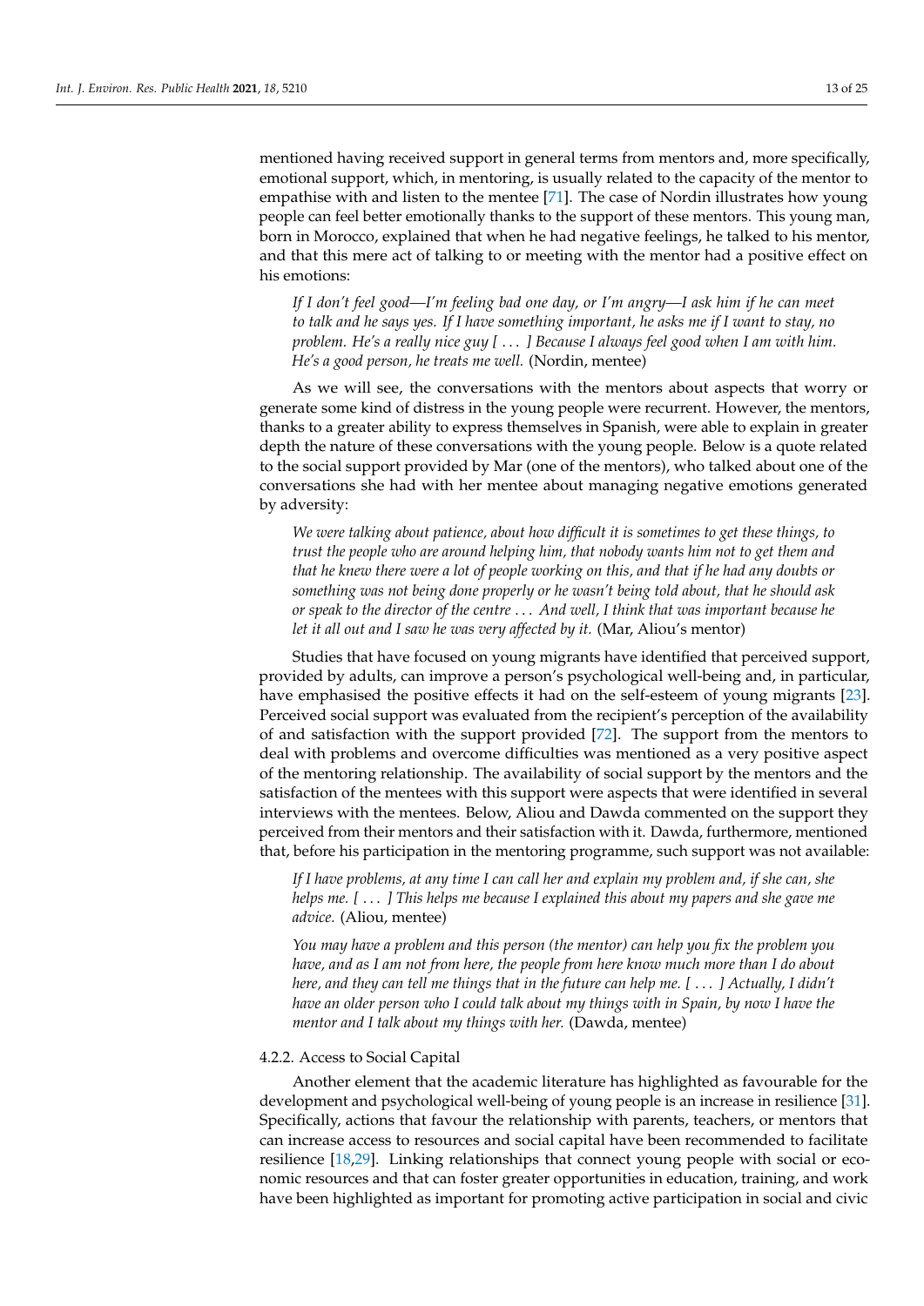mentioned having received support in general terms from mentors and, more specifically, emotional support, which, in mentoring, is usually related to the capacity of the mentor to empathise with and listen to the mentee [71]. The case of Nordin illustrates how young people can feel better emotionally thanks to the support of these mentors. This young man, born in Morocco, explained that when he had negative feelings, he talked to his mentor, and that this mere act of talking to or meeting with the mentor had a positive effect on his emotions:

> *If I don't feel good—I'm feeling bad one day, or I'm angry—I ask him if he can meet to talk and he says yes. If I have something important, he asks me if I want to stay, no problem. He's a really nice guy [ . . . ] Because I always feel good when I am with him. He's a good person, he treats me well.* (Nordin, mentee)

As we will see, the conversations with the mentors about aspects that worry or generate some kind of distress in the young people were recurrent. However, the mentors, thanks to a greater ability to express themselves in Spanish, were able to explain in greater depth the nature of these conversations with the young people. Below is a quote related to the social support provided by Mar (one of the mentors), who talked about one of the conversations she had with her mentee about managing negative emotions generated by adversity:

> *We were talking about patience, about how difficult it is sometimes to get these things, to trust the people who are around helping him, that nobody wants him not to get them and that he knew there were a lot of people working on this, and that if he had any doubts or something was not being done properly or he wasn't being told about, that he should ask or speak to the director of the centre . . . And well, I think that was important because he let it all out and I saw he was very affected by it.* (Mar, Aliou's mentor)

Studies that have focused on young migrants have identified that perceived support, provided by adults, can improve a person's psychological well-being and, in particular, have emphasised the positive effects it had on the self-esteem of young migrants [23]. Perceived social support was evaluated from the recipient's perception of the availability of and satisfaction with the support provided [72]. The support from the mentors to deal with problems and overcome difficulties was mentioned as a very positive aspect of the mentoring relationship. The availability of social support by the mentors and the satisfaction of the mentees with this support were aspects that were identified in several interviews with the mentees. Below, Aliou and Dawda commented on the support they perceived from their mentors and their satisfaction with it. Dawda, furthermore, mentioned that, before his participation in the mentoring programme, such support was not available:

> *If I have problems, at any time I can call her and explain my problem and, if she can, she helps me. [ . . . ] This helps me because I explained this about my papers and she gave me advice.* (Aliou, mentee)

> *You may have a problem and this person (the mentor) can help you fix the problem you have, and as I am not from here, the people from here know much more than I do about here, and they can tell me things that in the future can help me. [ . . . ] Actually, I didn't have an older person who I could talk about my things with in Spain, by now I have the mentor and I talk about my things with her.* (Dawda, mentee)

#### 4.2.2. Access to Social Capital

Another element that the academic literature has highlighted as favourable for the development and psychological well-being of young people is an increase in resilience [31]. Specifically, actions that favour the relationship with parents, teachers, or mentors that can increase access to resources and social capital have been recommended to facilitate resilience [18,29]. Linking relationships that connect young people with social or economic resources and that can foster greater opportunities in education, training, and work have been highlighted as important for promoting active participation in social and civic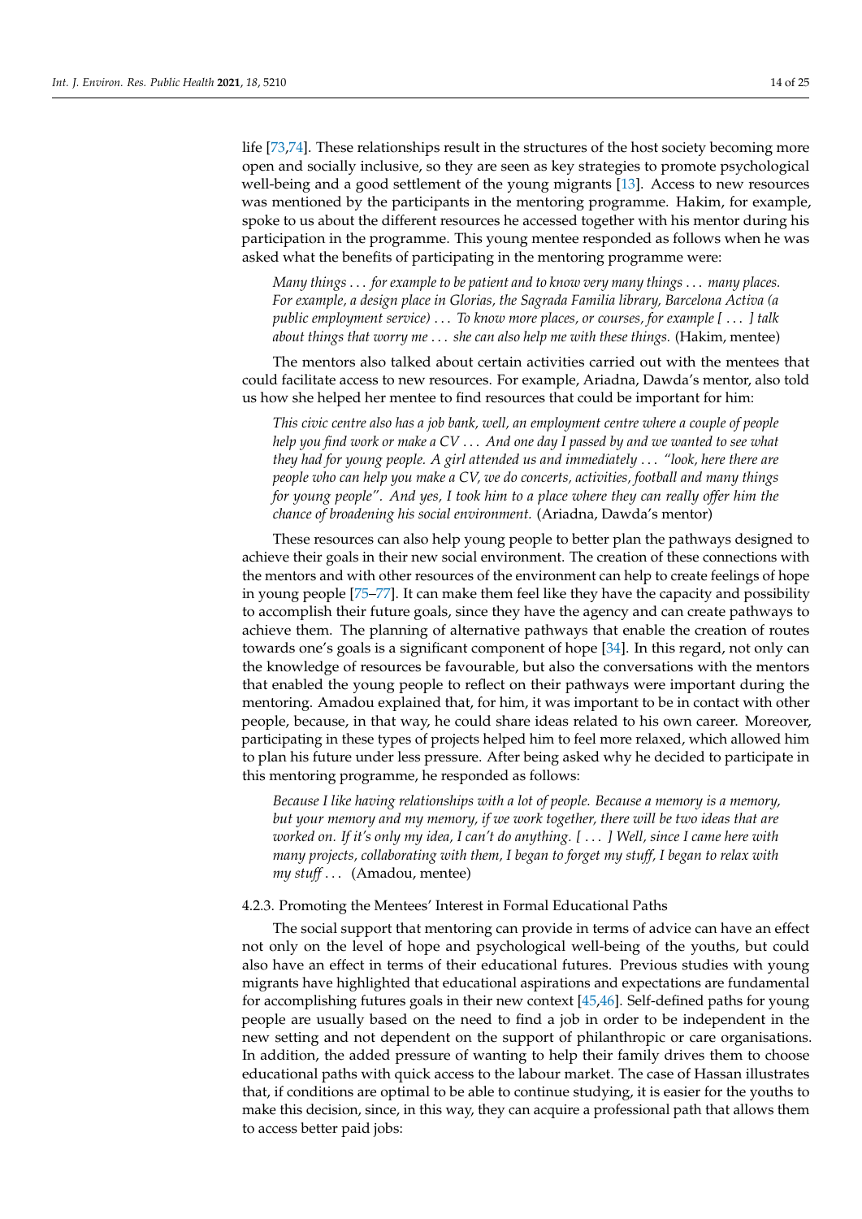life [73,74]. These relationships result in the structures of the host society becoming more open and socially inclusive, so they are seen as key strategies to promote psychological well-being and a good settlement of the young migrants [13]. Access to new resources was mentioned by the participants in the mentoring programme. Hakim, for example, spoke to us about the different resources he accessed together with his mentor during his participation in the programme. This young mentee responded as follows when he was asked what the benefits of participating in the mentoring programme were:

> *Many things … for example to be patient and to know very many things … many places. For example, a design place in Glorias, the Sagrada Familia library, Barcelona Activa (a public employment service) … To know more places, or courses, for example [ … ] talk about things that worry me … she can also help me with these things.* (Hakim, mentee)

The mentors also talked about certain activities carried out with the mentees that could facilitate access to new resources. For example, Ariadna, Dawda's mentor, also told us how she helped her mentee to find resources that could be important for him:

> *This civic centre also has a job bank, well, an employment centre where a couple of people help you find work or make a CV … And one day I passed by and we wanted to see what they had for young people. A girl attended us and immediately … "look, here there are people who can help you make a CV, we do concerts, activities, football and many things for young people". And yes, I took him to a place where they can really offer him the chance of broadening his social environment.* (Ariadna, Dawda's mentor)

These resources can also help young people to better plan the pathways designed to achieve their goals in their new social environment. The creation of these connections with the mentors and with other resources of the environment can help to create feelings of hope in young people [75–77]. It can make them feel like they have the capacity and possibility to accomplish their future goals, since they have the agency and can create pathways to achieve them. The planning of alternative pathways that enable the creation of routes towards one's goals is a significant component of hope [34]. In this regard, not only can the knowledge of resources be favourable, but also the conversations with the mentors that enabled the young people to reflect on their pathways were important during the mentoring. Amadou explained that, for him, it was important to be in contact with other people, because, in that way, he could share ideas related to his own career. Moreover, participating in these types of projects helped him to feel more relaxed, which allowed him to plan his future under less pressure. After being asked why he decided to participate in this mentoring programme, he responded as follows:

> *Because I like having relationships with a lot of people. Because a memory is a memory, but your memory and my memory, if we work together, there will be two ideas that are worked on. If it's only my idea, I can't do anything. [ … ] Well, since I came here with many projects, collaborating with them, I began to forget my stuff, I began to relax with my stuff …* (Amadou, mentee)

#### 4.2.3. Promoting the Mentees' Interest in Formal Educational Paths

The social support that mentoring can provide in terms of advice can have an effect not only on the level of hope and psychological well-being of the youths, but could also have an effect in terms of their educational futures. Previous studies with young migrants have highlighted that educational aspirations and expectations are fundamental for accomplishing futures goals in their new context [45,46]. Self-defined paths for young people are usually based on the need to find a job in order to be independent in the new setting and not dependent on the support of philanthropic or care organisations. In addition, the added pressure of wanting to help their family drives them to choose educational paths with quick access to the labour market. The case of Hassan illustrates that, if conditions are optimal to be able to continue studying, it is easier for the youths to make this decision, since, in this way, they can acquire a professional path that allows them to access better paid jobs: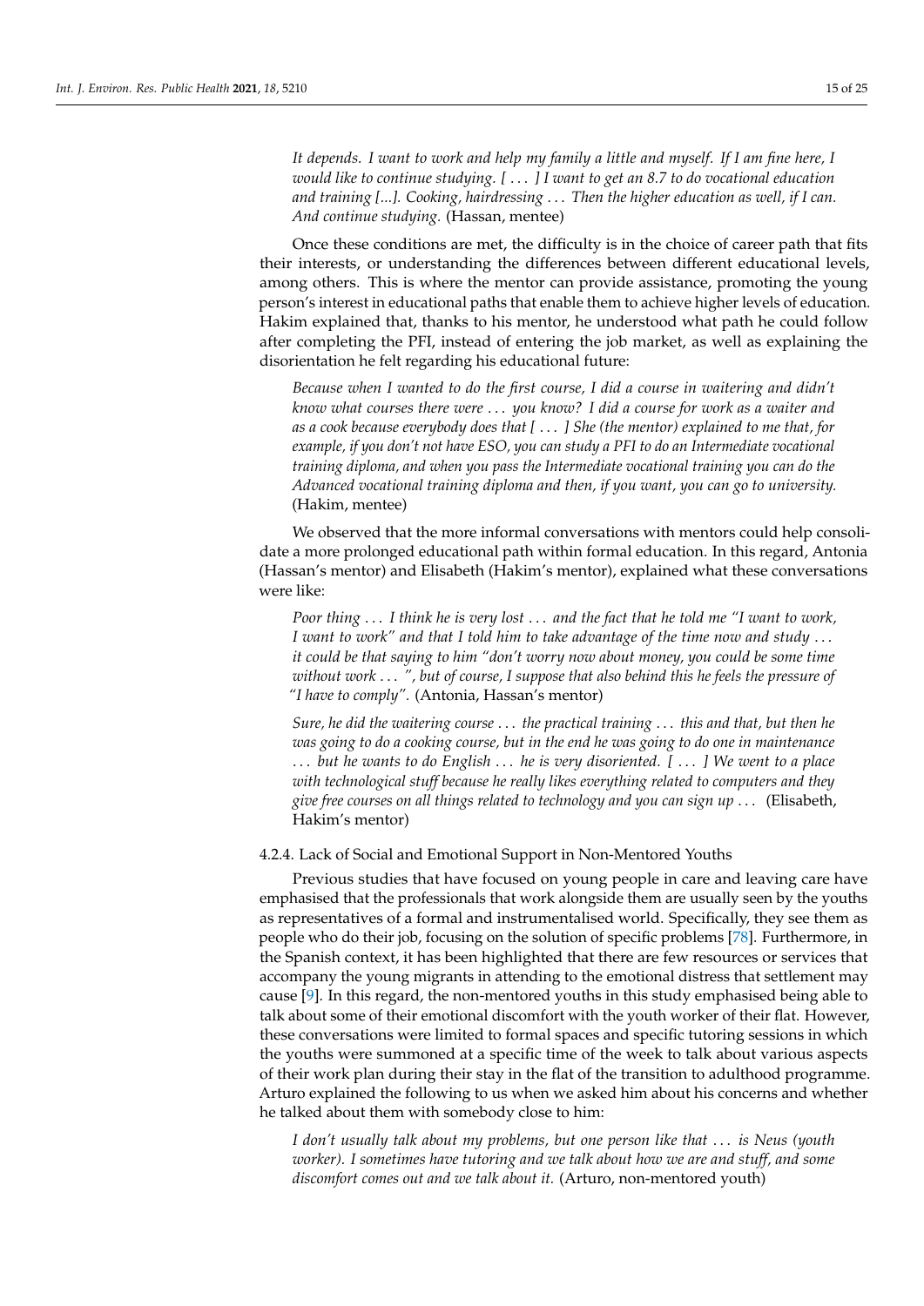*It depends. I want to work and help my family a little and myself. If I am fine here, I would like to continue studying. [ . . . ] I want to get an 8.7 to do vocational education and training [...]. Cooking, hairdressing . . . Then the higher education as well, if I can. And continue studying.* (Hassan, mentee)

Once these conditions are met, the difficulty is in the choice of career path that fits their interests, or understanding the differences between different educational levels, among others. This is where the mentor can provide assistance, promoting the young person's interest in educational paths that enable them to achieve higher levels of education. Hakim explained that, thanks to his mentor, he understood what path he could follow after completing the PFI, instead of entering the job market, as well as explaining the disorientation he felt regarding his educational future:

*Because when I wanted to do the first course, I did a course in waitering and didn't know what courses there were . . . you know? I did a course for work as a waiter and as a cook because everybody does that [ . . . ] She (the mentor) explained to me that, for example, if you don't not have ESO, you can study a PFI to do an Intermediate vocational training diploma, and when you pass the Intermediate vocational training you can do the Advanced vocational training diploma and then, if you want, you can go to university.* (Hakim, mentee)

We observed that the more informal conversations with mentors could help consolidate a more prolonged educational path within formal education. In this regard, Antonia (Hassan's mentor) and Elisabeth (Hakim's mentor), explained what these conversations were like:

*Poor thing . . . I think he is very lost . . . and the fact that he told me "I want to work, I want to work" and that I told him to take advantage of the time now and study . . . it could be that saying to him "don't worry now about money, you could be some time without work . . . ", but of course, I suppose that also behind this he feels the pressure of "I have to comply".* (Antonia, Hassan's mentor)

*Sure, he did the waitering course . . . the practical training . . . this and that, but then he was going to do a cooking course, but in the end he was going to do one in maintenance . . . but he wants to do English . . . he is very disoriented. [ . . . ] We went to a place with technological stuff because he really likes everything related to computers and they give free courses on all things related to technology and you can sign up . . .* (Elisabeth, Hakim's mentor)

#### 4.2.4. Lack of Social and Emotional Support in Non-Mentored Youths

Previous studies that have focused on young people in care and leaving care have emphasised that the professionals that work alongside them are usually seen by the youths as representatives of a formal and instrumentalised world. Specifically, they see them as people who do their job, focusing on the solution of specific problems [78]. Furthermore, in the Spanish context, it has been highlighted that there are few resources or services that accompany the young migrants in attending to the emotional distress that settlement may cause [9]. In this regard, the non-mentored youths in this study emphasised being able to talk about some of their emotional discomfort with the youth worker of their flat. However, these conversations were limited to formal spaces and specific tutoring sessions in which the youths were summoned at a specific time of the week to talk about various aspects of their work plan during their stay in the flat of the transition to adulthood programme. Arturo explained the following to us when we asked him about his concerns and whether he talked about them with somebody close to him:

*I don't usually talk about my problems, but one person like that . . . is Neus (youth worker). I sometimes have tutoring and we talk about how we are and stuff, and some discomfort comes out and we talk about it.* (Arturo, non-mentored youth)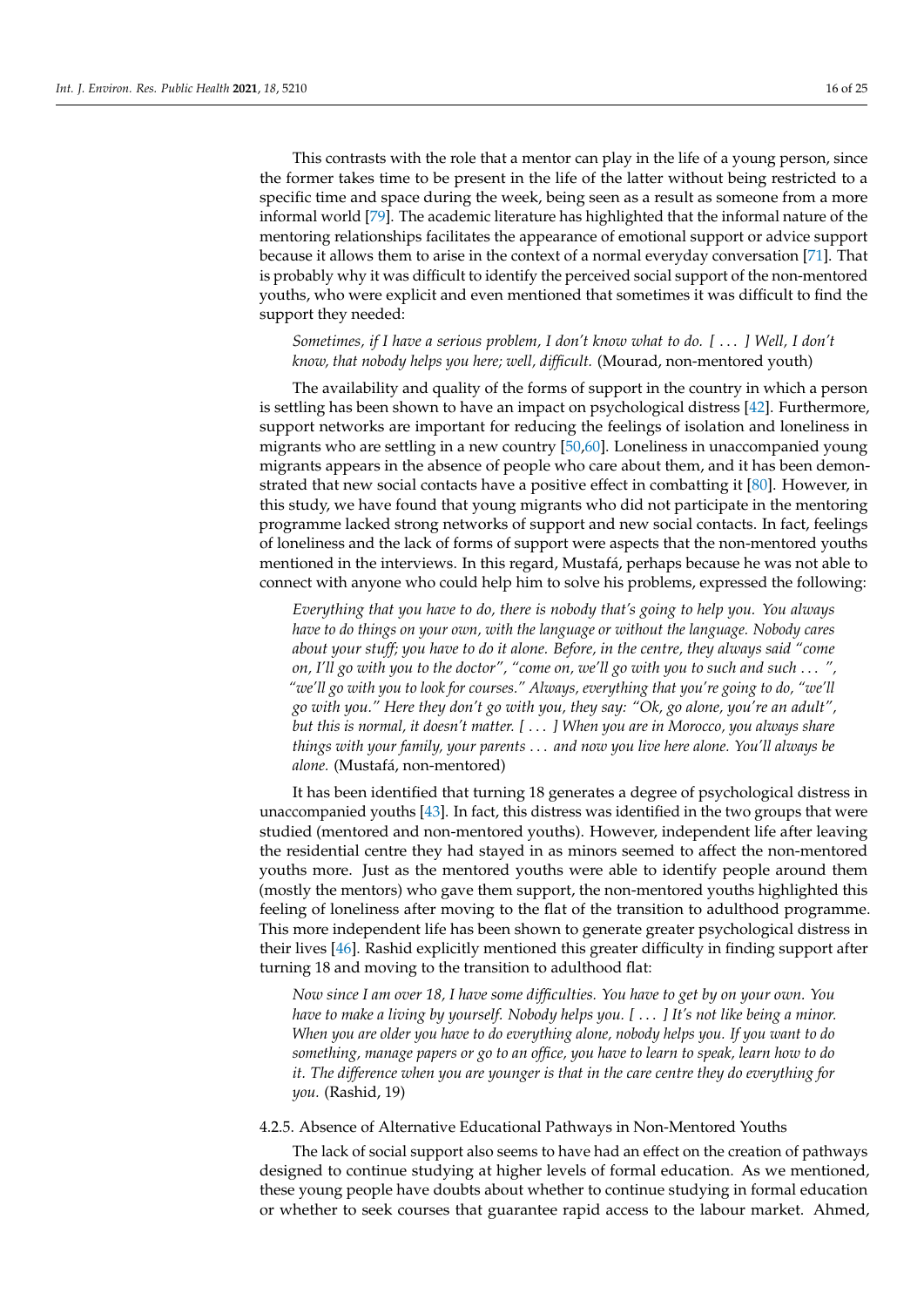This contrasts with the role that a mentor can play in the life of a young person, since the former takes time to be present in the life of the latter without being restricted to a specific time and space during the week, being seen as a result as someone from a more informal world [79]. The academic literature has highlighted that the informal nature of the mentoring relationships facilitates the appearance of emotional support or advice support because it allows them to arise in the context of a normal everyday conversation [71]. That is probably why it was difficult to identify the perceived social support of the non-mentored youths, who were explicit and even mentioned that sometimes it was difficult to find the support they needed:

> *Sometimes, if I have a serious problem, I don't know what to do. [ . . . ] Well, I don't know, that nobody helps you here; well, difficult.* (Mourad, non-mentored youth)

The availability and quality of the forms of support in the country in which a person is settling has been shown to have an impact on psychological distress [42]. Furthermore, support networks are important for reducing the feelings of isolation and loneliness in migrants who are settling in a new country [50,60]. Loneliness in unaccompanied young migrants appears in the absence of people who care about them, and it has been demonstrated that new social contacts have a positive effect in combatting it [80]. However, in this study, we have found that young migrants who did not participate in the mentoring programme lacked strong networks of support and new social contacts. In fact, feelings of loneliness and the lack of forms of support were aspects that the non-mentored youths mentioned in the interviews. In this regard, Mustafá, perhaps because he was not able to connect with anyone who could help him to solve his problems, expressed the following:

> *Everything that you have to do, there is nobody that's going to help you. You always have to do things on your own, with the language or without the language. Nobody cares about your stuff; you have to do it alone. Before, in the centre, they always said "come on, I'll go with you to the doctor", "come on, we'll go with you to such and such . . . ", "we'll go with you to look for courses." Always, everything that you're going to do, "we'll go with you." Here they don't go with you, they say: "Ok, go alone, you're an adult", but this is normal, it doesn't matter. [ . . . ] When you are in Morocco, you always share things with your family, your parents . . . and now you live here alone. You'll always be alone.* (Mustafá, non-mentored)

It has been identified that turning 18 generates a degree of psychological distress in unaccompanied youths [43]. In fact, this distress was identified in the two groups that were studied (mentored and non-mentored youths). However, independent life after leaving the residential centre they had stayed in as minors seemed to affect the non-mentored youths more. Just as the mentored youths were able to identify people around them (mostly the mentors) who gave them support, the non-mentored youths highlighted this feeling of loneliness after moving to the flat of the transition to adulthood programme. This more independent life has been shown to generate greater psychological distress in their lives [46]. Rashid explicitly mentioned this greater difficulty in finding support after turning 18 and moving to the transition to adulthood flat:

> *Now since I am over 18, I have some difficulties. You have to get by on your own. You have to make a living by yourself. Nobody helps you. [ . . . ] It's not like being a minor. When you are older you have to do everything alone, nobody helps you. If you want to do something, manage papers or go to an office, you have to learn to speak, learn how to do it. The difference when you are younger is that in the care centre they do everything for you.* (Rashid, 19)

#### 4.2.5. Absence of Alternative Educational Pathways in Non-Mentored Youths

The lack of social support also seems to have had an effect on the creation of pathways designed to continue studying at higher levels of formal education. As we mentioned, these young people have doubts about whether to continue studying in formal education or whether to seek courses that guarantee rapid access to the labour market. Ahmed,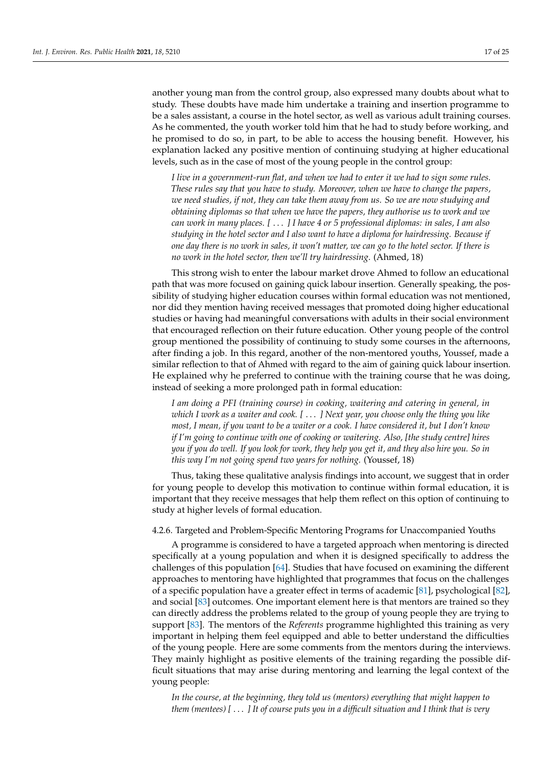another young man from the control group, also expressed many doubts about what to study. These doubts have made him undertake a training and insertion programme to be a sales assistant, a course in the hotel sector, as well as various adult training courses. As he commented, the youth worker told him that he had to study before working, and he promised to do so, in part, to be able to access the housing benefit. However, his explanation lacked any positive mention of continuing studying at higher educational levels, such as in the case of most of the young people in the control group:

> *I live in a government-run flat, and when we had to enter it we had to sign some rules. These rules say that you have to study. Moreover, when we have to change the papers, we need studies, if not, they can take them away from us. So we are now studying and obtaining diplomas so that when we have the papers, they authorise us to work and we can work in many places. [ . . . ] I have 4 or 5 professional diplomas: in sales, I am also studying in the hotel sector and I also want to have a diploma for hairdressing. Because if one day there is no work in sales, it won't matter, we can go to the hotel sector. If there is no work in the hotel sector, then we'll try hairdressing.* (Ahmed, 18)

This strong wish to enter the labour market drove Ahmed to follow an educational path that was more focused on gaining quick labour insertion. Generally speaking, the possibility of studying higher education courses within formal education was not mentioned, nor did they mention having received messages that promoted doing higher educational studies or having had meaningful conversations with adults in their social environment that encouraged reflection on their future education. Other young people of the control group mentioned the possibility of continuing to study some courses in the afternoons, after finding a job. In this regard, another of the non-mentored youths, Youssef, made a similar reflection to that of Ahmed with regard to the aim of gaining quick labour insertion. He explained why he preferred to continue with the training course that he was doing, instead of seeking a more prolonged path in formal education:

> *I am doing a PFI (training course) in cooking, waitering and catering in general, in which I work as a waiter and cook. [ . . . ] Next year, you choose only the thing you like most, I mean, if you want to be a waiter or a cook. I have considered it, but I don't know if I'm going to continue with one of cooking or waitering. Also, [the study centre] hires you if you do well. If you look for work, they help you get it, and they also hire you. So in this way I'm not going spend two years for nothing.* (Youssef, 18)

Thus, taking these qualitative analysis findings into account, we suggest that in order for young people to develop this motivation to continue within formal education, it is important that they receive messages that help them reflect on this option of continuing to study at higher levels of formal education.

#### 4.2.6. Targeted and Problem-Specific Mentoring Programs for Unaccompanied Youths

A programme is considered to have a targeted approach when mentoring is directed specifically at a young population and when it is designed specifically to address the challenges of this population [64]. Studies that have focused on examining the different approaches to mentoring have highlighted that programmes that focus on the challenges of a specific population have a greater effect in terms of academic [81], psychological [82], and social [83] outcomes. One important element here is that mentors are trained so they can directly address the problems related to the group of young people they are trying to support [83]. The mentors of the *Referents* programme highlighted this training as very important in helping them feel equipped and able to better understand the difficulties of the young people. Here are some comments from the mentors during the interviews. They mainly highlight as positive elements of the training regarding the possible difficult situations that may arise during mentoring and learning the legal context of the young people:

> *In the course, at the beginning, they told us (mentors) everything that might happen to them (mentees) [ . . . ] It of course puts you in a difficult situation and I think that is very*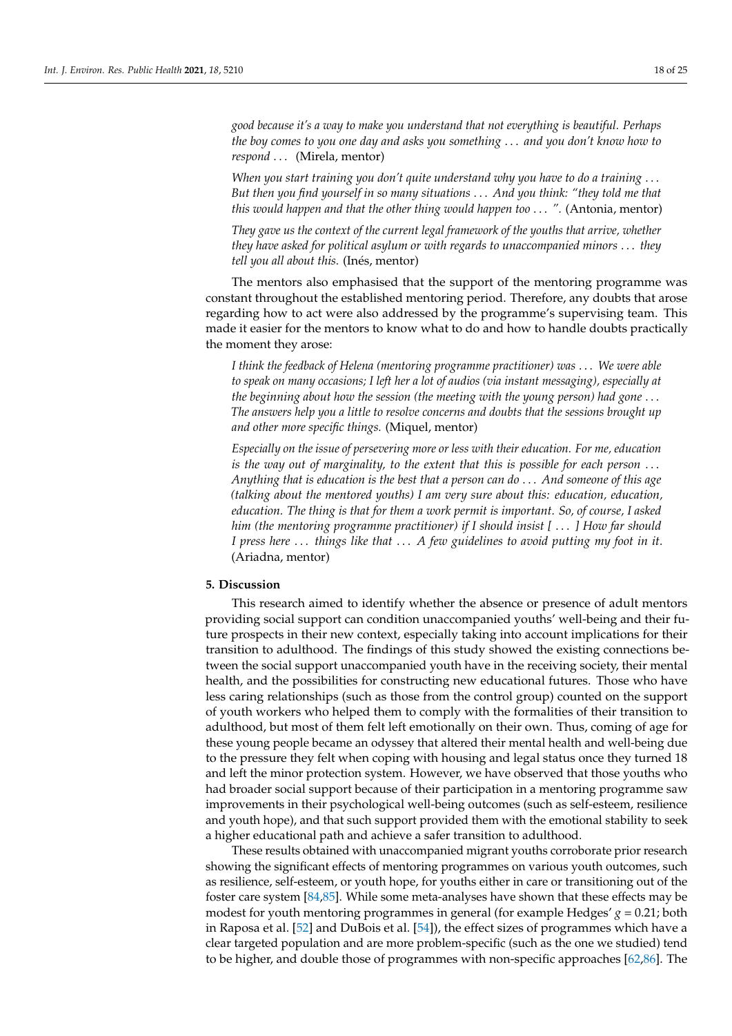*good because it's a way to make you understand that not everything is beautiful. Perhaps the boy comes to you one day and asks you something . . . and you don't know how to respond . . .* (Mirela, mentor)

*When you start training you don't quite understand why you have to do a training . . . But then you find yourself in so many situations . . . And you think: "they told me that this would happen and that the other thing would happen too . . . ".* (Antonia, mentor)

*They gave us the context of the current legal framework of the youths that arrive, whether they have asked for political asylum or with regards to unaccompanied minors . . . they tell you all about this.* (Inés, mentor)

The mentors also emphasised that the support of the mentoring programme was constant throughout the established mentoring period. Therefore, any doubts that arose regarding how to act were also addressed by the programme's supervising team. This made it easier for the mentors to know what to do and how to handle doubts practically the moment they arose:

*I think the feedback of Helena (mentoring programme practitioner) was . . . We were able to speak on many occasions; I left her a lot of audios (via instant messaging), especially at the beginning about how the session (the meeting with the young person) had gone . . . The answers help you a little to resolve concerns and doubts that the sessions brought up and other more specific things.* (Miquel, mentor)

*Especially on the issue of persevering more or less with their education. For me, education is the way out of marginality, to the extent that this is possible for each person . . . Anything that is education is the best that a person can do . . . And someone of this age (talking about the mentored youths) I am very sure about this: education, education, education. The thing is that for them a work permit is important. So, of course, I asked him (the mentoring programme practitioner) if I should insist [ . . . ] How far should I press here . . . things like that . . . A few guidelines to avoid putting my foot in it.* (Ariadna, mentor)

## 5. Discussion

This research aimed to identify whether the absence or presence of adult mentors providing social support can condition unaccompanied youths' well-being and their future prospects in their new context, especially taking into account implications for their transition to adulthood. The findings of this study showed the existing connections between the social support unaccompanied youth have in the receiving society, their mental health, and the possibilities for constructing new educational futures. Those who have less caring relationships (such as those from the control group) counted on the support of youth workers who helped them to comply with the formalities of their transition to adulthood, but most of them felt left emotionally on their own. Thus, coming of age for these young people became an odyssey that altered their mental health and well-being due to the pressure they felt when coping with housing and legal status once they turned 18 and left the minor protection system. However, we have observed that those youths who had broader social support because of their participation in a mentoring programme saw improvements in their psychological well-being outcomes (such as self-esteem, resilience and youth hope), and that such support provided them with the emotional stability to seek a higher educational path and achieve a safer transition to adulthood.

These results obtained with unaccompanied migrant youths corroborate prior research showing the significant effects of mentoring programmes on various youth outcomes, such as resilience, self-esteem, or youth hope, for youths either in care or transitioning out of the foster care system [84,85]. While some meta-analyses have shown that these effects may be modest for youth mentoring programmes in general (for example Hedges' $g = 0.21$; both in Raposa et al. [52] and DuBois et al. [54]), the effect sizes of programmes which have a clear targeted population and are more problem-specific (such as the one we studied) tend to be higher, and double those of programmes with non-specific approaches [62,86]. The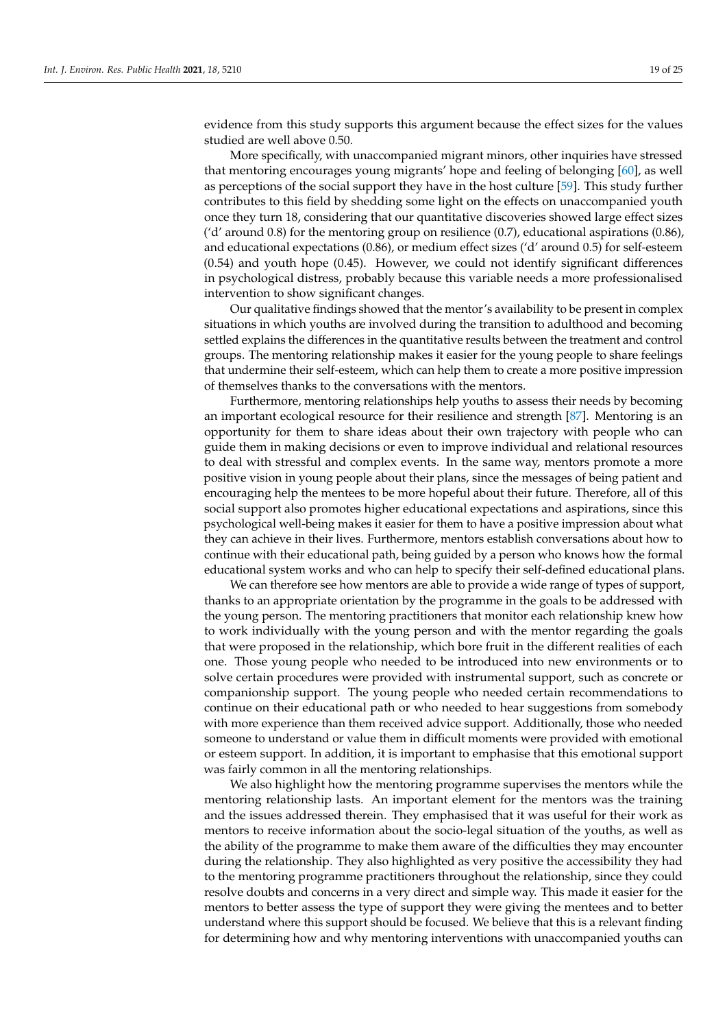evidence from this study supports this argument because the effect sizes for the values studied are well above 0.50.

More specifically, with unaccompanied migrant minors, other inquiries have stressed that mentoring encourages young migrants' hope and feeling of belonging [60], as well as perceptions of the social support they have in the host culture [59]. This study further contributes to this field by shedding some light on the effects on unaccompanied youth once they turn 18, considering that our quantitative discoveries showed large effect sizes ('d' around 0.8) for the mentoring group on resilience (0.7), educational aspirations (0.86), and educational expectations (0.86), or medium effect sizes ('d' around 0.5) for self-esteem (0.54) and youth hope (0.45). However, we could not identify significant differences in psychological distress, probably because this variable needs a more professionalised intervention to show significant changes.

Our qualitative findings showed that the mentor's availability to be present in complex situations in which youths are involved during the transition to adulthood and becoming settled explains the differences in the quantitative results between the treatment and control groups. The mentoring relationship makes it easier for the young people to share feelings that undermine their self-esteem, which can help them to create a more positive impression of themselves thanks to the conversations with the mentors.

Furthermore, mentoring relationships help youths to assess their needs by becoming an important ecological resource for their resilience and strength [87]. Mentoring is an opportunity for them to share ideas about their own trajectory with people who can guide them in making decisions or even to improve individual and relational resources to deal with stressful and complex events. In the same way, mentors promote a more positive vision in young people about their plans, since the messages of being patient and encouraging help the mentees to be more hopeful about their future. Therefore, all of this social support also promotes higher educational expectations and aspirations, since this psychological well-being makes it easier for them to have a positive impression about what they can achieve in their lives. Furthermore, mentors establish conversations about how to continue with their educational path, being guided by a person who knows how the formal educational system works and who can help to specify their self-defined educational plans.

We can therefore see how mentors are able to provide a wide range of types of support, thanks to an appropriate orientation by the programme in the goals to be addressed with the young person. The mentoring practitioners that monitor each relationship knew how to work individually with the young person and with the mentor regarding the goals that were proposed in the relationship, which bore fruit in the different realities of each one. Those young people who needed to be introduced into new environments or to solve certain procedures were provided with instrumental support, such as concrete or companionship support. The young people who needed certain recommendations to continue on their educational path or who needed to hear suggestions from somebody with more experience than them received advice support. Additionally, those who needed someone to understand or value them in difficult moments were provided with emotional or esteem support. In addition, it is important to emphasise that this emotional support was fairly common in all the mentoring relationships.

We also highlight how the mentoring programme supervises the mentors while the mentoring relationship lasts. An important element for the mentors was the training and the issues addressed therein. They emphasised that it was useful for their work as mentors to receive information about the socio-legal situation of the youths, as well as the ability of the programme to make them aware of the difficulties they may encounter during the relationship. They also highlighted as very positive the accessibility they had to the mentoring programme practitioners throughout the relationship, since they could resolve doubts and concerns in a very direct and simple way. This made it easier for the mentors to better assess the type of support they were giving the mentees and to better understand where this support should be focused. We believe that this is a relevant finding for determining how and why mentoring interventions with unaccompanied youths can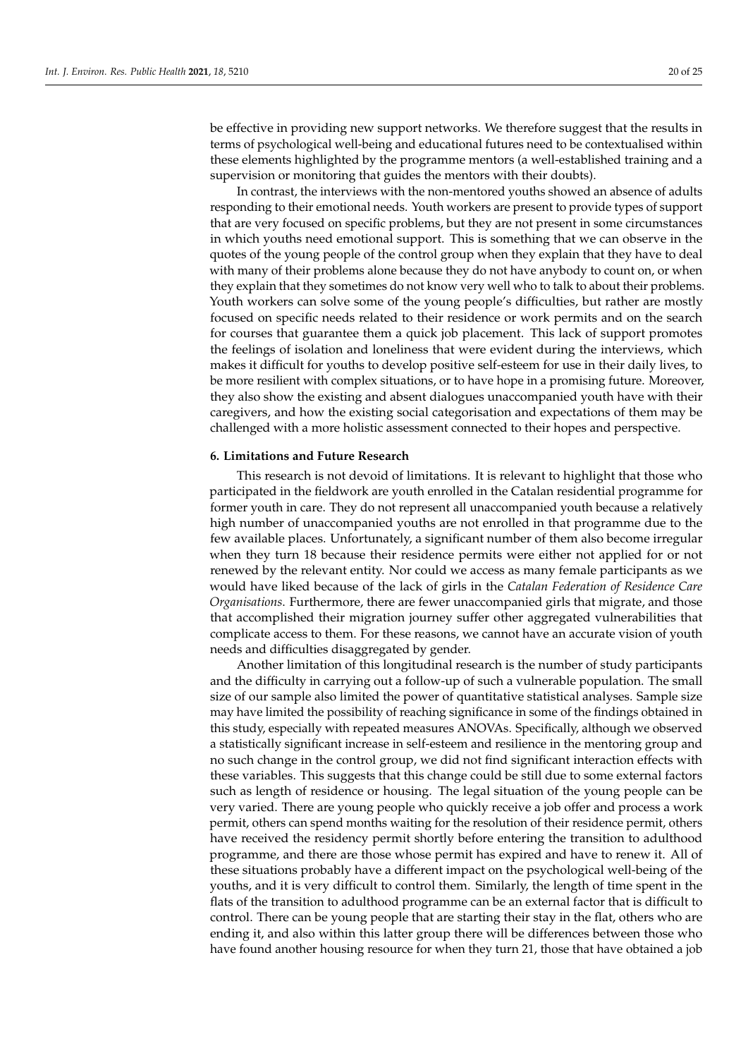be effective in providing new support networks. We therefore suggest that the results in terms of psychological well-being and educational futures need to be contextualised within these elements highlighted by the programme mentors (a well-established training and a supervision or monitoring that guides the mentors with their doubts).

In contrast, the interviews with the non-mentored youths showed an absence of adults responding to their emotional needs. Youth workers are present to provide types of support that are very focused on specific problems, but they are not present in some circumstances in which youths need emotional support. This is something that we can observe in the quotes of the young people of the control group when they explain that they have to deal with many of their problems alone because they do not have anybody to count on, or when they explain that they sometimes do not know very well who to talk to about their problems. Youth workers can solve some of the young people's difficulties, but rather are mostly focused on specific needs related to their residence or work permits and on the search for courses that guarantee them a quick job placement. This lack of support promotes the feelings of isolation and loneliness that were evident during the interviews, which makes it difficult for youths to develop positive self-esteem for use in their daily lives, to be more resilient with complex situations, or to have hope in a promising future. Moreover, they also show the existing and absent dialogues unaccompanied youth have with their caregivers, and how the existing social categorisation and expectations of them may be challenged with a more holistic assessment connected to their hopes and perspective.

## 6. Limitations and Future Research

This research is not devoid of limitations. It is relevant to highlight that those who participated in the fieldwork are youth enrolled in the Catalan residential programme for former youth in care. They do not represent all unaccompanied youth because a relatively high number of unaccompanied youths are not enrolled in that programme due to the few available places. Unfortunately, a significant number of them also become irregular when they turn 18 because their residence permits were either not applied for or not renewed by the relevant entity. Nor could we access as many female participants as we would have liked because of the lack of girls in the *Catalan Federation of Residence Care Organisations*. Furthermore, there are fewer unaccompanied girls that migrate, and those that accomplished their migration journey suffer other aggregated vulnerabilities that complicate access to them. For these reasons, we cannot have an accurate vision of youth needs and difficulties disaggregated by gender.

Another limitation of this longitudinal research is the number of study participants and the difficulty in carrying out a follow-up of such a vulnerable population. The small size of our sample also limited the power of quantitative statistical analyses. Sample size may have limited the possibility of reaching significance in some of the findings obtained in this study, especially with repeated measures ANOVAs. Specifically, although we observed a statistically significant increase in self-esteem and resilience in the mentoring group and no such change in the control group, we did not find significant interaction effects with these variables. This suggests that this change could be still due to some external factors such as length of residence or housing. The legal situation of the young people can be very varied. There are young people who quickly receive a job offer and process a work permit, others can spend months waiting for the resolution of their residence permit, others have received the residency permit shortly before entering the transition to adulthood programme, and there are those whose permit has expired and have to renew it. All of these situations probably have a different impact on the psychological well-being of the youths, and it is very difficult to control them. Similarly, the length of time spent in the flats of the transition to adulthood programme can be an external factor that is difficult to control. There can be young people that are starting their stay in the flat, others who are ending it, and also within this latter group there will be differences between those who have found another housing resource for when they turn 21, those that have obtained a job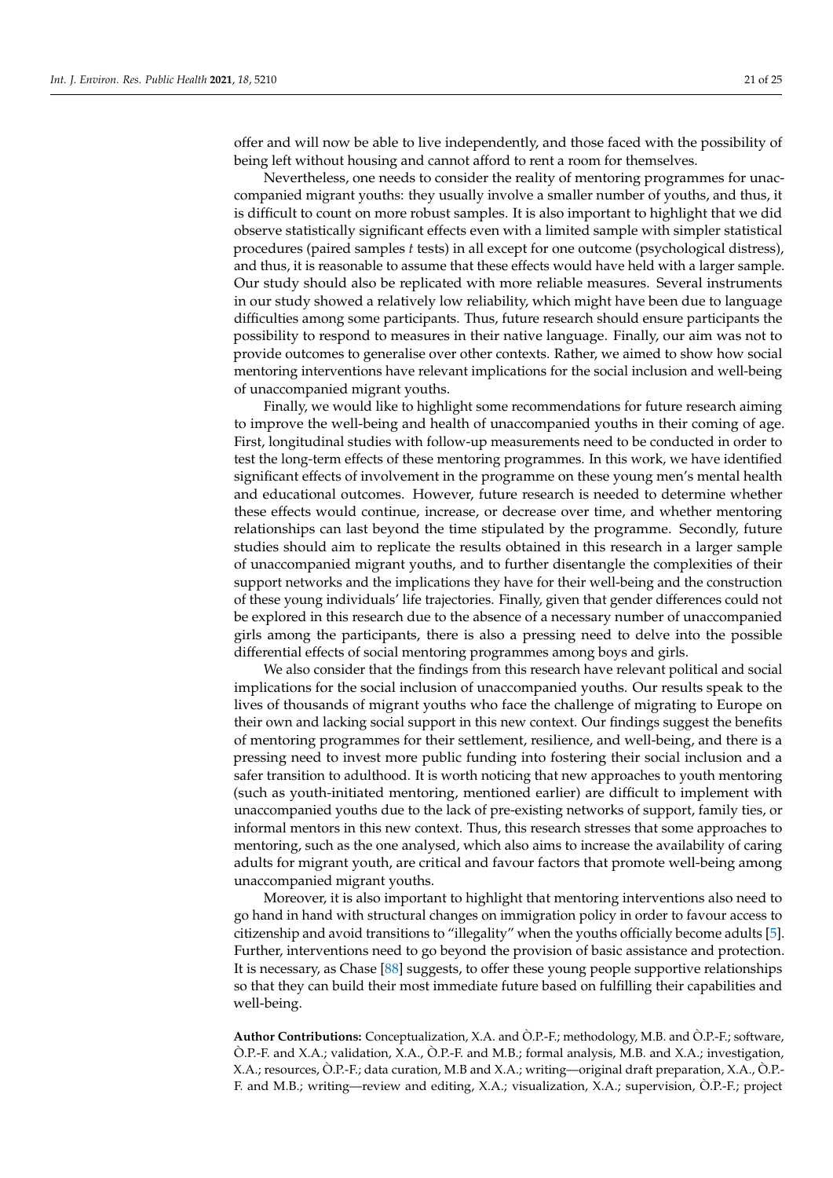offer and will now be able to live independently, and those faced with the possibility of being left without housing and cannot afford to rent a room for themselves.

Nevertheless, one needs to consider the reality of mentoring programmes for unaccompanied migrant youths: they usually involve a smaller number of youths, and thus, it is difficult to count on more robust samples. It is also important to highlight that we did observe statistically significant effects even with a limited sample with simpler statistical procedures (paired samples *t* tests) in all except for one outcome (psychological distress), and thus, it is reasonable to assume that these effects would have held with a larger sample. Our study should also be replicated with more reliable measures. Several instruments in our study showed a relatively low reliability, which might have been due to language difficulties among some participants. Thus, future research should ensure participants the possibility to respond to measures in their native language. Finally, our aim was not to provide outcomes to generalise over other contexts. Rather, we aimed to show how social mentoring interventions have relevant implications for the social inclusion and well-being of unaccompanied migrant youths.

Finally, we would like to highlight some recommendations for future research aiming to improve the well-being and health of unaccompanied youths in their coming of age. First, longitudinal studies with follow-up measurements need to be conducted in order to test the long-term effects of these mentoring programmes. In this work, we have identified significant effects of involvement in the programme on these young men's mental health and educational outcomes. However, future research is needed to determine whether these effects would continue, increase, or decrease over time, and whether mentoring relationships can last beyond the time stipulated by the programme. Secondly, future studies should aim to replicate the results obtained in this research in a larger sample of unaccompanied migrant youths, and to further disentangle the complexities of their support networks and the implications they have for their well-being and the construction of these young individuals' life trajectories. Finally, given that gender differences could not be explored in this research due to the absence of a necessary number of unaccompanied girls among the participants, there is also a pressing need to delve into the possible differential effects of social mentoring programmes among boys and girls.

We also consider that the findings from this research have relevant political and social implications for the social inclusion of unaccompanied youths. Our results speak to the lives of thousands of migrant youths who face the challenge of migrating to Europe on their own and lacking social support in this new context. Our findings suggest the benefits of mentoring programmes for their settlement, resilience, and well-being, and there is a pressing need to invest more public funding into fostering their social inclusion and a safer transition to adulthood. It is worth noticing that new approaches to youth mentoring (such as youth-initiated mentoring, mentioned earlier) are difficult to implement with unaccompanied youths due to the lack of pre-existing networks of support, family ties, or informal mentors in this new context. Thus, this research stresses that some approaches to mentoring, such as the one analysed, which also aims to increase the availability of caring adults for migrant youth, are critical and favour factors that promote well-being among unaccompanied migrant youths.

Moreover, it is also important to highlight that mentoring interventions also need to go hand in hand with structural changes on immigration policy in order to favour access to citizenship and avoid transitions to "illegality" when the youths officially become adults [5]. Further, interventions need to go beyond the provision of basic assistance and protection. It is necessary, as Chase [88] suggests, to offer these young people supportive relationships so that they can build their most immediate future based on fulfilling their capabilities and well-being.

**Author Contributions:** Conceptualization, X.A. and Ò.P.-F.; methodology, M.B. and Ò.P.-F.; software, Ò.P.-F. and X.A.; validation, X.A., Ò.P.-F. and M.B.; formal analysis, M.B. and X.A.; investigation, X.A.; resources, Ò.P.-F.; data curation, M.B and X.A.; writing—original draft preparation, X.A., Ò.P.-F. and M.B.; writing—review and editing, X.A.; visualization, X.A.; supervision, Ò.P.-F.; project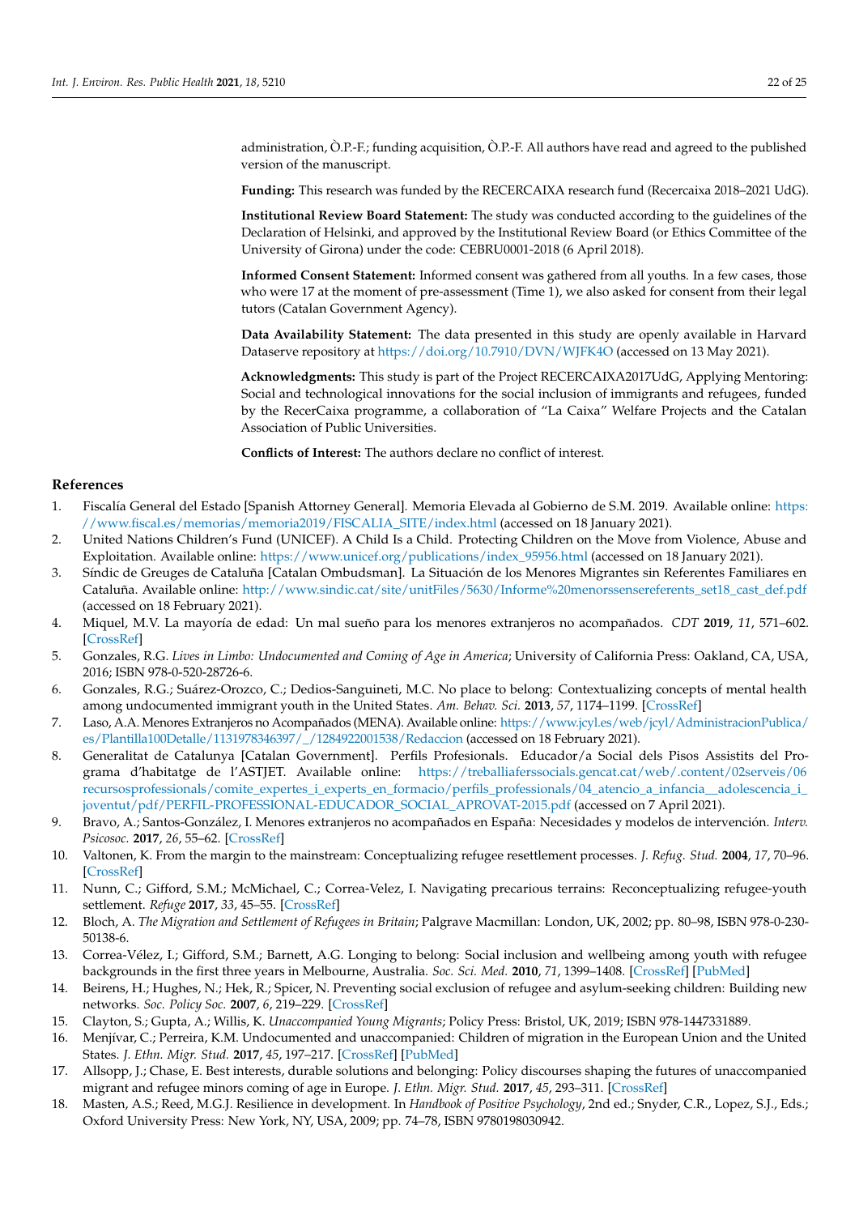administration, Ò.P.-F.; funding acquisition, Ò.P.-F. All authors have read and agreed to the published version of the manuscript.

**Funding:** This research was funded by the RECERCAIXA research fund (Recercaixa 2018–2021 UdG).

**Institutional Review Board Statement:** The study was conducted according to the guidelines of the Declaration of Helsinki, and approved by the Institutional Review Board (or Ethics Committee of the University of Girona) under the code: CEBRU0001-2018 (6 April 2018).

**Informed Consent Statement:** Informed consent was gathered from all youths. In a few cases, those who were 17 at the moment of pre-assessment (Time 1), we also asked for consent from their legal tutors (Catalan Government Agency).

**Data Availability Statement:** The data presented in this study are openly available in Harvard Dataserve repository at https://doi.org/10.7910/DVN/WJFK4O (accessed on 13 May 2021).

**Acknowledgments:** This study is part of the Project RECERCAIXA2017UdG, Applying Mentoring: Social and technological innovations for the social inclusion of immigrants and refugees, funded by the RecerCaixa programme, a collaboration of "La Caixa" Welfare Projects and the Catalan Association of Public Universities.

**Conflicts of Interest:** The authors declare no conflict of interest.

## References

1. Fiscalía General del Estado [Spanish Attorney General]. Memoria Elevada al Gobierno de S.M. 2019. Available online: https://www.fiscal.es/memorias/memoria2019/FISCALIA_SITE/index.html (accessed on 18 January 2021).
2. United Nations Children's Fund (UNICEF). A Child Is a Child. Protecting Children on the Move from Violence, Abuse and Exploitation. Available online: https://www.unicef.org/publications/index_95956.html (accessed on 18 January 2021).
3. Síndic de Greuges de Cataluña [Catalan Ombudsman]. La Situación de los Menores Migrantes sin Referentes Familiares en Cataluña. Available online: http://www.sindic.cat/site/unitFiles/5630/Informe%20menorssensereferents_set18_cast_def.pdf (accessed on 18 February 2021).
4. Miquel, M.V. La mayoría de edad: Un mal sueño para los menores extranjeros no acompañados. *CDT* **2019**, *11*, 571–602. [CrossRef]
5. Gonzales, R.G. *Lives in Limbo: Undocumented and Coming of Age in America*; University of California Press: Oakland, CA, USA, 2016; ISBN 978-0-520-28726-6.
6. Gonzales, R.G.; Suárez-Orozco, C.; Dedios-Sanguineti, M.C. No place to belong: Contextualizing concepts of mental health among undocumented immigrant youth in the United States. *Am. Behav. Sci.* **2013**, *57*, 1174–1199. [CrossRef]
7. Laso, A.A. Menores Extranjeros no Acompañados (MENA). Available online: https://www.jcyl.es/web/jcyl/AdministracionPublica/es/Plantilla100Detalle/1131978346397/_/1284922001538/Redaccion (accessed on 18 February 2021).
8. Generalitat de Catalunya [Catalan Government]. Perfils Profesionals. Educador/a Social dels Pisos Assistits del Programa d'habitatge de l'ASTJET. Available online: https://treballiaferssocials.gencat.cat/web/.content/02serveis/06recursosprofessionals/comite_expertes_i_experts_en_formacio/perfils_professionals/04_atencio_a_infancia__adolescencia_i_joventut/pdf/PERFIL-PROFESSIONAL-EDUCADOR_SOCIAL_APROVAT-2015.pdf (accessed on 7 April 2021).
9. Bravo, A.; Santos-González, I. Menores extranjeros no acompañados en España: Necesidades y modelos de intervención. *Interv. Psicosoc.* **2017**, *26*, 55–62. [CrossRef]
10. Valtonen, K. From the margin to the mainstream: Conceptualizing refugee resettlement processes. *J. Refug. Stud.* **2004**, *17*, 70–96. [CrossRef]
11. Nunn, C.; Gifford, S.M.; McMichael, C.; Correa-Velez, I. Navigating precarious terrains: Reconceptualizing refugee-youth settlement. *Refuge* **2017**, *33*, 45–55. [CrossRef]
12. Bloch, A. *The Migration and Settlement of Refugees in Britain*; Palgrave Macmillan: London, UK, 2002; pp. 80–98, ISBN 978-0-230-50138-6.
13. Correa-Vélez, I.; Gifford, S.M.; Barnett, A.G. Longing to belong: Social inclusion and wellbeing among youth with refugee backgrounds in the first three years in Melbourne, Australia. *Soc. Sci. Med.* **2010**, *71*, 1399–1408. [CrossRef] [PubMed]
14. Beirens, H.; Hughes, N.; Hek, R.; Spicer, N. Preventing social exclusion of refugee and asylum-seeking children: Building new networks. *Soc. Policy Soc.* **2007**, *6*, 219–229. [CrossRef]
15. Clayton, S.; Gupta, A.; Willis, K. *Unaccompanied Young Migrants*; Policy Press: Bristol, UK, 2019; ISBN 978-1447331889.
16. Menjívar, C.; Perreira, K.M. Undocumented and unaccompanied: Children of migration in the European Union and the United States. *J. Ethn. Migr. Stud.* **2017**, *45*, 197–217. [CrossRef] [PubMed]
17. Allsopp, J.; Chase, E. Best interests, durable solutions and belonging: Policy discourses shaping the futures of unaccompanied migrant and refugee minors coming of age in Europe. *J. Ethn. Migr. Stud.* **2017**, *45*, 293–311. [CrossRef]
18. Masten, A.S.; Reed, M.G.J. Resilience in development. In *Handbook of Positive Psychology*, 2nd ed.; Snyder, C.R., Lopez, S.J., Eds.; Oxford University Press: New York, NY, USA, 2009; pp. 74–78, ISBN 9780198030942.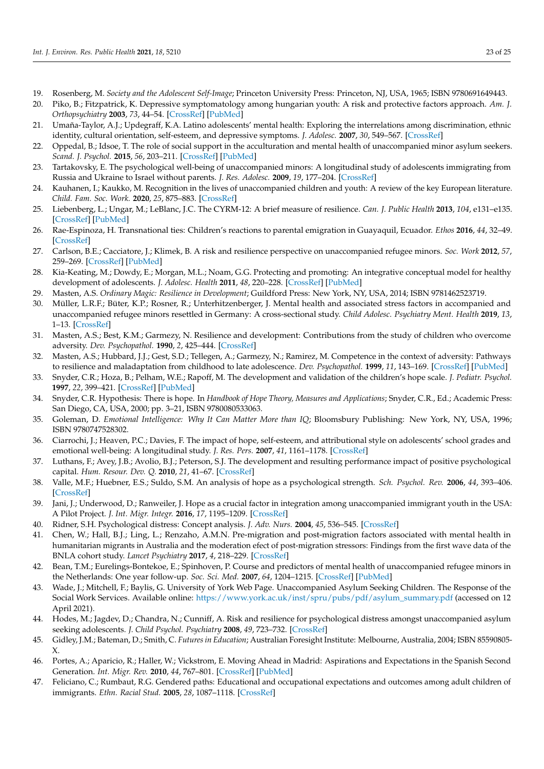19. Rosenberg, M. *Society and the Adolescent Self-Image*; Princeton University Press: Princeton, NJ, USA, 1965; ISBN 9780691649443.
20. Piko, B.; Fitzpatrick, K. Depressive symptomatology among hungarian youth: A risk and protective factors approach. *Am. J. Orthopsychiatry* **2003**, *73*, 44–54. [CrossRef] [PubMed]
21. Umaña-Taylor, A.J.; Updegraff, K.A. Latino adolescents' mental health: Exploring the interrelations among discrimination, ethnic identity, cultural orientation, self-esteem, and depressive symptoms. *J. Adolesc.* **2007**, *30*, 549–567. [CrossRef]
22. Oppedal, B.; Idsoe, T. The role of social support in the acculturation and mental health of unaccompanied minor asylum seekers. *Scand. J. Psychol.* **2015**, *56*, 203–211. [CrossRef] [PubMed]
23. Tartakovsky, E. The psychological well-being of unaccompanied minors: A longitudinal study of adolescents immigrating from Russia and Ukraine to Israel without parents. *J. Res. Adolesc.* **2009**, *19*, 177–204. [CrossRef]
24. Kauhanen, I.; Kaukko, M. Recognition in the lives of unaccompanied children and youth: A review of the key European literature. *Child. Fam. Soc. Work.* **2020**, *25*, 875–883. [CrossRef]
25. Liebenberg, L.; Ungar, M.; LeBlanc, J.C. The CYRM-12: A brief measure of resilience. *Can. J. Public Health* **2013**, *104*, e131–e135. [CrossRef] [PubMed]
26. Rae-Espinoza, H. Transnational ties: Children's reactions to parental emigration in Guayaquil, Ecuador. *Ethos* **2016**, *44*, 32–49. [CrossRef]
27. Carlson, B.E.; Cacciatore, J.; Klimek, B. A risk and resilience perspective on unaccompanied refugee minors. *Soc. Work* **2012**, *57*, 259–269. [CrossRef] [PubMed]
28. Kia-Keating, M.; Dowdy, E.; Morgan, M.L.; Noam, G.G. Protecting and promoting: An integrative conceptual model for healthy development of adolescents. *J. Adolesc. Health* **2011**, *48*, 220–228. [CrossRef] [PubMed]
29. Masten, A.S. *Ordinary Magic: Resilience in Development*; Guildford Press: New York, NY, USA, 2014; ISBN 9781462523719.
30. Müller, L.R.F.; Büter, K.P.; Rosner, R.; Unterhitzenberger, J. Mental health and associated stress factors in accompanied and unaccompanied refugee minors resettled in Germany: A cross-sectional study. *Child Adolesc. Psychiatry Ment. Health* **2019**, *13*, 1–13. [CrossRef]
31. Masten, A.S.; Best, K.M.; Garmezy, N. Resilience and development: Contributions from the study of children who overcome adversity. *Dev. Psychopathol.* **1990**, *2*, 425–444. [CrossRef]
32. Masten, A.S.; Hubbard, J.J.; Gest, S.D.; Tellegen, A.; Garmezy, N.; Ramirez, M. Competence in the context of adversity: Pathways to resilience and maladaptation from childhood to late adolescence. *Dev. Psychopathol.* **1999**, *11*, 143–169. [CrossRef] [PubMed]
33. Snyder, C.R.; Hoza, B.; Pelham, W.E.; Rapoff, M. The development and validation of the children's hope scale. *J. Pediatr. Psychol.* **1997**, *22*, 399–421. [CrossRef] [PubMed]
34. Snyder, C.R. Hypothesis: There is hope. In *Handbook of Hope Theory, Measures and Applications*; Snyder, C.R., Ed.; Academic Press: San Diego, CA, USA, 2000; pp. 3–21, ISBN 9780080533063.
35. Goleman, D. *Emotional Intelligence: Why It Can Matter More than IQ*; Bloomsbury Publishing: New York, NY, USA, 1996; ISBN 9780747528302.
36. Ciarrochi, J.; Heaven, P.C.; Davies, F. The impact of hope, self-esteem, and attributional style on adolescents' school grades and emotional well-being: A longitudinal study. *J. Res. Pers.* **2007**, *41*, 1161–1178. [CrossRef]
37. Luthans, F.; Avey, J.B.; Avolio, B.J.; Peterson, S.J. The development and resulting performance impact of positive psychological capital. *Hum. Resour. Dev. Q.* **2010**, *21*, 41–67. [CrossRef]
38. Valle, M.F.; Huebner, E.S.; Suldo, S.M. An analysis of hope as a psychological strength. *Sch. Psychol. Rev.* **2006**, *44*, 393–406. [CrossRef]
39. Jani, J.; Underwood, D.; Ranweiler, J. Hope as a crucial factor in integration among unaccompanied immigrant youth in the USA: A Pilot Project. *J. Int. Migr. Integr.* **2016**, *17*, 1195–1209. [CrossRef]
40. Ridner, S.H. Psychological distress: Concept analysis. *J. Adv. Nurs.* **2004**, *45*, 536–545. [CrossRef]
41. Chen, W.; Hall, B.J.; Ling, L.; Renzaho, A.M.N. Pre-migration and post-migration factors associated with mental health in humanitarian migrants in Australia and the moderation efect of post-migration stressors: Findings from the first wave data of the BNLA cohort study. *Lancet Psychiatry* **2017**, *4*, 218–229. [CrossRef]
42. Bean, T.M.; Eurelings-Bontekoe, E.; Spinhoven, P. Course and predictors of mental health of unaccompanied refugee minors in the Netherlands: One year follow-up. *Soc. Sci. Med.* **2007**, *64*, 1204–1215. [CrossRef] [PubMed]
43. Wade, J.; Mitchell, F.; Baylis, G. University of York Web Page. Unaccompanied Asylum Seeking Children. The Response of the Social Work Services. Available online: https://www.york.ac.uk/inst/spru/pubs/pdf/asylum_summary.pdf (accessed on 12 April 2021).
44. Hodes, M.; Jagdev, D.; Chandra, N.; Cunniff, A. Risk and resilience for psychological distress amongst unaccompanied asylum seeking adolescents. *J. Child Psychol. Psychiatry* **2008**, *49*, 723–732. [CrossRef]
45. Gidley, J.M.; Bateman, D.; Smith, C. *Futures in Education*; Australian Foresight Institute: Melbourne, Australia, 2004; ISBN 85590805-X.
46. Portes, A.; Aparicio, R.; Haller, W.; Vickstrom, E. Moving Ahead in Madrid: Aspirations and Expectations in the Spanish Second Generation. *Int. Migr. Rev.* **2010**, *44*, 767–801. [CrossRef] [PubMed]
47. Feliciano, C.; Rumbaut, R.G. Gendered paths: Educational and occupational expectations and outcomes among adult children of immigrants. *Ethn. Racial Stud.* **2005**, *28*, 1087–1118. [CrossRef]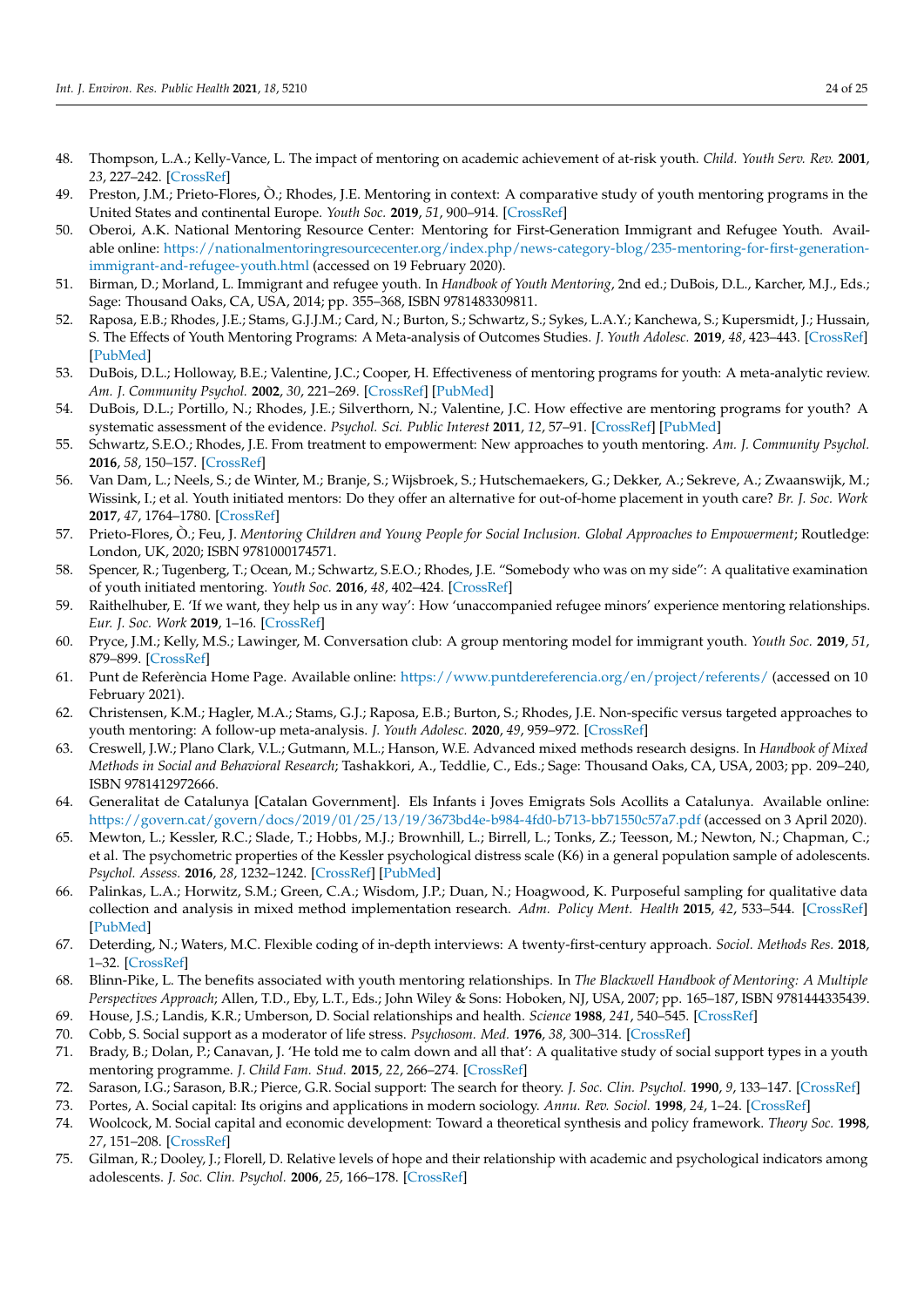48. Thompson, L.A.; Kelly-Vance, L. The impact of mentoring on academic achievement of at-risk youth. *Child. Youth Serv. Rev.* **2001**, *23*, 227–242. [CrossRef]
49. Preston, J.M.; Prieto-Flores, Ò.; Rhodes, J.E. Mentoring in context: A comparative study of youth mentoring programs in the United States and continental Europe. *Youth Soc.* **2019**, *51*, 900–914. [CrossRef]
50. Oberoi, A.K. National Mentoring Resource Center: Mentoring for First-Generation Immigrant and Refugee Youth. Available online: https://nationalmentoringresourcecenter.org/index.php/news-category-blog/235-mentoring-for-first-generation-immigrant-and-refugee-youth.html (accessed on 19 February 2020).
51. Birman, D.; Morland, L. Immigrant and refugee youth. In *Handbook of Youth Mentoring*, 2nd ed.; DuBois, D.L., Karcher, M.J., Eds.; Sage: Thousand Oaks, CA, USA, 2014; pp. 355–368, ISBN 9781483309811.
52. Raposa, E.B.; Rhodes, J.E.; Stams, G.J.J.M.; Card, N.; Burton, S.; Schwartz, S.; Sykes, L.A.Y.; Kanchewa, S.; Kupersmidt, J.; Hussain, S. The Effects of Youth Mentoring Programs: A Meta-analysis of Outcomes Studies. *J. Youth Adolesc.* **2019**, *48*, 423–443. [CrossRef] [PubMed]
53. DuBois, D.L.; Holloway, B.E.; Valentine, J.C.; Cooper, H. Effectiveness of mentoring programs for youth: A meta-analytic review. *Am. J. Community Psychol.* **2002**, *30*, 221–269. [CrossRef] [PubMed]
54. DuBois, D.L.; Portillo, N.; Rhodes, J.E.; Silverthorn, N.; Valentine, J.C. How effective are mentoring programs for youth? A systematic assessment of the evidence. *Psychol. Sci. Public Interest* **2011**, *12*, 57–91. [CrossRef] [PubMed]
55. Schwartz, S.E.O.; Rhodes, J.E. From treatment to empowerment: New approaches to youth mentoring. *Am. J. Community Psychol.* **2016**, *58*, 150–157. [CrossRef]
56. Van Dam, L.; Neels, S.; de Winter, M.; Branje, S.; Wijsbroek, S.; Hutschemaekers, G.; Dekker, A.; Sekreve, A.; Zwaanswijk, M.; Wissink, I.; et al. Youth initiated mentors: Do they offer an alternative for out-of-home placement in youth care? *Br. J. Soc. Work* **2017**, *47*, 1764–1780. [CrossRef]
57. Prieto-Flores, Ò.; Feu, J. *Mentoring Children and Young People for Social Inclusion. Global Approaches to Empowerment*; Routledge: London, UK, 2020; ISBN 9781000174571.
58. Spencer, R.; Tugenberg, T.; Ocean, M.; Schwartz, S.E.O.; Rhodes, J.E. "Somebody who was on my side": A qualitative examination of youth initiated mentoring. *Youth Soc.* **2016**, *48*, 402–424. [CrossRef]
59. Raithelhuber, E. 'If we want, they help us in any way': How 'unaccompanied refugee minors' experience mentoring relationships. *Eur. J. Soc. Work* **2019**, 1–16. [CrossRef]
60. Pryce, J.M.; Kelly, M.S.; Lawinger, M. Conversation club: A group mentoring model for immigrant youth. *Youth Soc.* **2019**, *51*, 879–899. [CrossRef]
61. Punt de Referència Home Page. Available online: https://www.puntdereferencia.org/en/project/referents/ (accessed on 10 February 2021).
62. Christensen, K.M.; Hagler, M.A.; Stams, G.J.; Raposa, E.B.; Burton, S.; Rhodes, J.E. Non-specific versus targeted approaches to youth mentoring: A follow-up meta-analysis. *J. Youth Adolesc.* **2020**, *49*, 959–972. [CrossRef]
63. Creswell, J.W.; Plano Clark, V.L.; Gutmann, M.L.; Hanson, W.E. Advanced mixed methods research designs. In *Handbook of Mixed Methods in Social and Behavioral Research*; Tashakkori, A., Teddlie, C., Eds.; Sage: Thousand Oaks, CA, USA, 2003; pp. 209–240, ISBN 9781412972666.
64. Generalitat de Catalunya [Catalan Government]. Els Infants i Joves Emigrats Sols Acollits a Catalunya. Available online: https://govern.cat/govern/docs/2019/01/25/13/19/3673bd4e-b984-4fd0-b713-bb71550c57a7.pdf (accessed on 3 April 2020).
65. Mewton, L.; Kessler, R.C.; Slade, T.; Hobbs, M.J.; Brownhill, L.; Birrell, L.; Tonks, Z.; Teesson, M.; Newton, N.; Chapman, C.; et al. The psychometric properties of the Kessler psychological distress scale (K6) in a general population sample of adolescents. *Psychol. Assess.* **2016**, *28*, 1232–1242. [CrossRef] [PubMed]
66. Palinkas, L.A.; Horwitz, S.M.; Green, C.A.; Wisdom, J.P.; Duan, N.; Hoagwood, K. Purposeful sampling for qualitative data collection and analysis in mixed method implementation research. *Adm. Policy Ment. Health* **2015**, *42*, 533–544. [CrossRef] [PubMed]
67. Deterding, N.; Waters, M.C. Flexible coding of in-depth interviews: A twenty-first-century approach. *Sociol. Methods Res.* **2018**, 1–32. [CrossRef]
68. Blinn-Pike, L. The benefits associated with youth mentoring relationships. In *The Blackwell Handbook of Mentoring: A Multiple Perspectives Approach*; Allen, T.D., Eby, L.T., Eds.; John Wiley & Sons: Hoboken, NJ, USA, 2007; pp. 165–187, ISBN 9781444335439.
69. House, J.S.; Landis, K.R.; Umberson, D. Social relationships and health. *Science* **1988**, *241*, 540–545. [CrossRef]
70. Cobb, S. Social support as a moderator of life stress. *Psychosom. Med.* **1976**, *38*, 300–314. [CrossRef]
71. Brady, B.; Dolan, P.; Canavan, J. 'He told me to calm down and all that': A qualitative study of social support types in a youth mentoring programme. *J. Child Fam. Stud.* **2015**, *22*, 266–274. [CrossRef]
72. Sarason, I.G.; Sarason, B.R.; Pierce, G.R. Social support: The search for theory. *J. Soc. Clin. Psychol.* **1990**, *9*, 133–147. [CrossRef]
73. Portes, A. Social capital: Its origins and applications in modern sociology. *Annu. Rev. Sociol.* **1998**, *24*, 1–24. [CrossRef]
74. Woolcock, M. Social capital and economic development: Toward a theoretical synthesis and policy framework. *Theory Soc.* **1998**, *27*, 151–208. [CrossRef]
75. Gilman, R.; Dooley, J.; Florell, D. Relative levels of hope and their relationship with academic and psychological indicators among adolescents. *J. Soc. Clin. Psychol.* **2006**, *25*, 166–178. [CrossRef]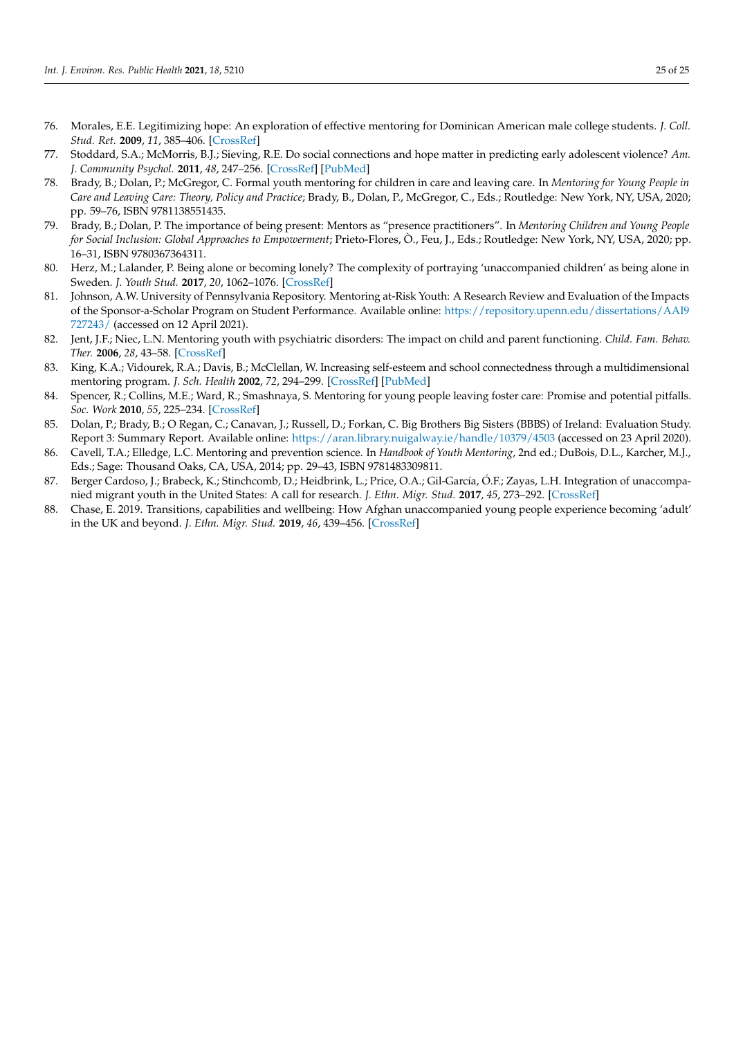76. Morales, E.E. Legitimizing hope: An exploration of effective mentoring for Dominican American male college students. *J. Coll. Stud. Ret.* **2009**, *11*, 385–406. [CrossRef]
77. Stoddard, S.A.; McMorris, B.J.; Sieving, R.E. Do social connections and hope matter in predicting early adolescent violence? *Am. J. Community Psychol.* **2011**, *48*, 247–256. [CrossRef] [PubMed]
78. Brady, B.; Dolan, P.; McGregor, C. Formal youth mentoring for children in care and leaving care. In *Mentoring for Young People in Care and Leaving Care: Theory, Policy and Practice*; Brady, B., Dolan, P., McGregor, C., Eds.; Routledge: New York, NY, USA, 2020; pp. 59–76, ISBN 9781138551435.
79. Brady, B.; Dolan, P. The importance of being present: Mentors as "presence practitioners". In *Mentoring Children and Young People for Social Inclusion: Global Approaches to Empowerment*; Prieto-Flores, Ò., Feu, J., Eds.; Routledge: New York, NY, USA, 2020; pp. 16–31, ISBN 9780367364311.
80. Herz, M.; Lalander, P. Being alone or becoming lonely? The complexity of portraying 'unaccompanied children' as being alone in Sweden. *J. Youth Stud.* **2017**, *20*, 1062–1076. [CrossRef]
81. Johnson, A.W. University of Pennsylvania Repository. Mentoring at-Risk Youth: A Research Review and Evaluation of the Impacts of the Sponsor-a-Scholar Program on Student Performance. Available online: https://repository.upenn.edu/dissertations/AAI9727243/ (accessed on 12 April 2021).
82. Jent, J.F.; Niec, L.N. Mentoring youth with psychiatric disorders: The impact on child and parent functioning. *Child. Fam. Behav. Ther.* **2006**, *28*, 43–58. [CrossRef]
83. King, K.A.; Vidourek, R.A.; Davis, B.; McClellan, W. Increasing self-esteem and school connectedness through a multidimensional mentoring program. *J. Sch. Health* **2002**, *72*, 294–299. [CrossRef] [PubMed]
84. Spencer, R.; Collins, M.E.; Ward, R.; Smashnaya, S. Mentoring for young people leaving foster care: Promise and potential pitfalls. *Soc. Work* **2010**, *55*, 225–234. [CrossRef]
85. Dolan, P.; Brady, B.; O Regan, C.; Canavan, J.; Russell, D.; Forkan, C. Big Brothers Big Sisters (BBBS) of Ireland: Evaluation Study. Report 3: Summary Report. Available online: https://aran.library.nuigalway.ie/handle/10379/4503 (accessed on 23 April 2020).
86. Cavell, T.A.; Elledge, L.C. Mentoring and prevention science. In *Handbook of Youth Mentoring*, 2nd ed.; DuBois, D.L., Karcher, M.J., Eds.; Sage: Thousand Oaks, CA, USA, 2014; pp. 29–43, ISBN 9781483309811.
87. Berger Cardoso, J.; Brabeck, K.; Stinchcomb, D.; Heidbrink, L.; Price, O.A.; Gil-García, Ó.F.; Zayas, L.H. Integration of unaccompanied migrant youth in the United States: A call for research. *J. Ethn. Migr. Stud.* **2017**, *45*, 273–292. [CrossRef]
88. Chase, E. 2019. Transitions, capabilities and wellbeing: How Afghan unaccompanied young people experience becoming 'adult' in the UK and beyond. *J. Ethn. Migr. Stud.* **2019**, *46*, 439–456. [CrossRef]